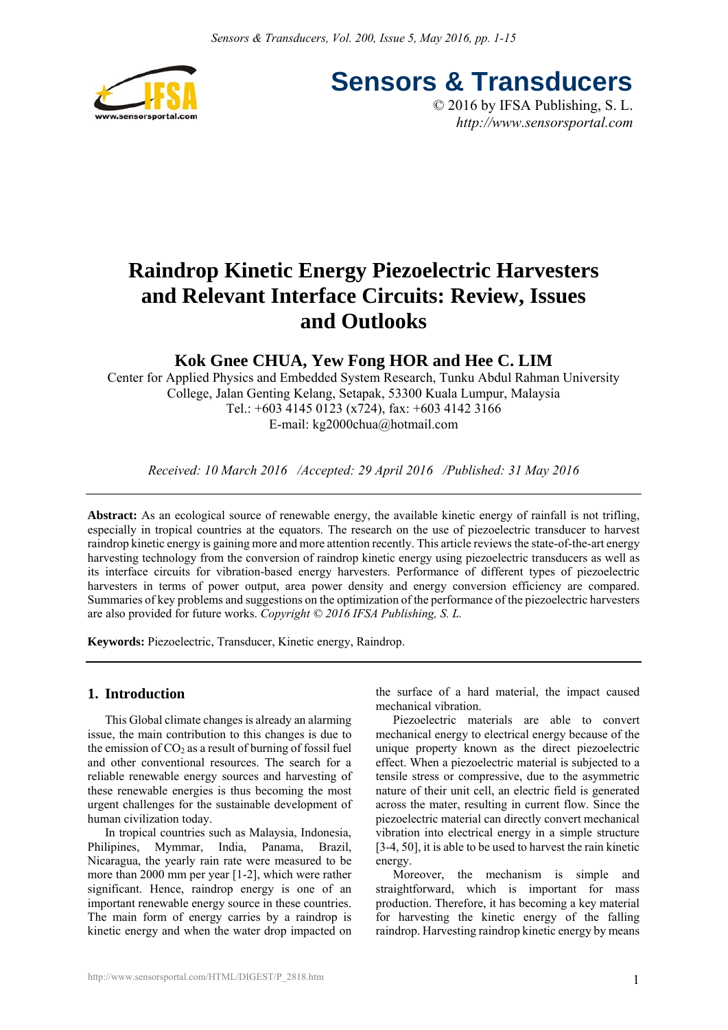Sensors & Transducers

© 2016 by IFSA Publishing, S. L.

*http://www.sensorsportal.com*

# Raindrop Kinetic Energy Piezoelectric Harvesters and Relevant Interface Circuits: Review, Issues and Outlooks

## Kok Gnee CHUA, Yew Fong HOR and Hee C. LIM

Center for Applied Physics and Embedded System Research, Tunku Abdul Rahman University College, Jalan Genting Kelang, Setapak, 53300 Kuala Lumpur, Malaysia

Tel.: +603 4145 0123 (x724), fax: +603 4142 3166

E-mail: kg2000chua@hotmail.com

*Received: 10 March 2016 /Accepted: 29 April 2016 /Published: 31 May 2016*

---

**Abstract:** As an ecological source of renewable energy, the available kinetic energy of rainfall is not trifling, especially in tropical countries at the equators. The research on the use of piezoelectric transducer to harvest raindrop kinetic energy is gaining more and more attention recently. This article reviews the state-of-the-art energy harvesting technology from the conversion of raindrop kinetic energy using piezoelectric transducers as well as its interface circuits for vibration-based energy harvesters. Performance of different types of piezoelectric harvesters in terms of power output, area power density and energy conversion efficiency are compared. Summaries of key problems and suggestions on the optimization of the performance of the piezoelectric harvesters are also provided for future works. *Copyright © 2016 IFSA Publishing, S. L.*

**Keywords:** Piezoelectric, Transducer, Kinetic energy, Raindrop.

---

## 1. Introduction

This Global climate changes is already an alarming issue, the main contribution to this changes is due to the emission of $CO_2$ as a result of burning of fossil fuel and other conventional resources. The search for a reliable renewable energy sources and harvesting of these renewable energies is thus becoming the most urgent challenges for the sustainable development of human civilization today.

In tropical countries such as Malaysia, Indonesia, Philipines, Mymmar, India, Panama, Brazil, Nicaragua, the yearly rain rate were measured to be more than 2000 mm per year [1-2], which were rather significant. Hence, raindrop energy is one of an important renewable energy source in these countries. The main form of energy carries by a raindrop is kinetic energy and when the water drop impacted on the surface of a hard material, the impact caused mechanical vibration.

Piezoelectric materials are able to convert mechanical energy to electrical energy because of the unique property known as the direct piezoelectric effect. When a piezoelectric material is subjected to a tensile stress or compressive, due to the asymmetric nature of their unit cell, an electric field is generated across the mater, resulting in current flow. Since the piezoelectric material can directly convert mechanical vibration into electrical energy in a simple structure [3-4, 50], it is able to be used to harvest the rain kinetic energy.

Moreover, the mechanism is simple and straightforward, which is important for mass production. Therefore, it has becoming a key material for harvesting the kinetic energy of the falling raindrop. Harvesting raindrop kinetic energy by means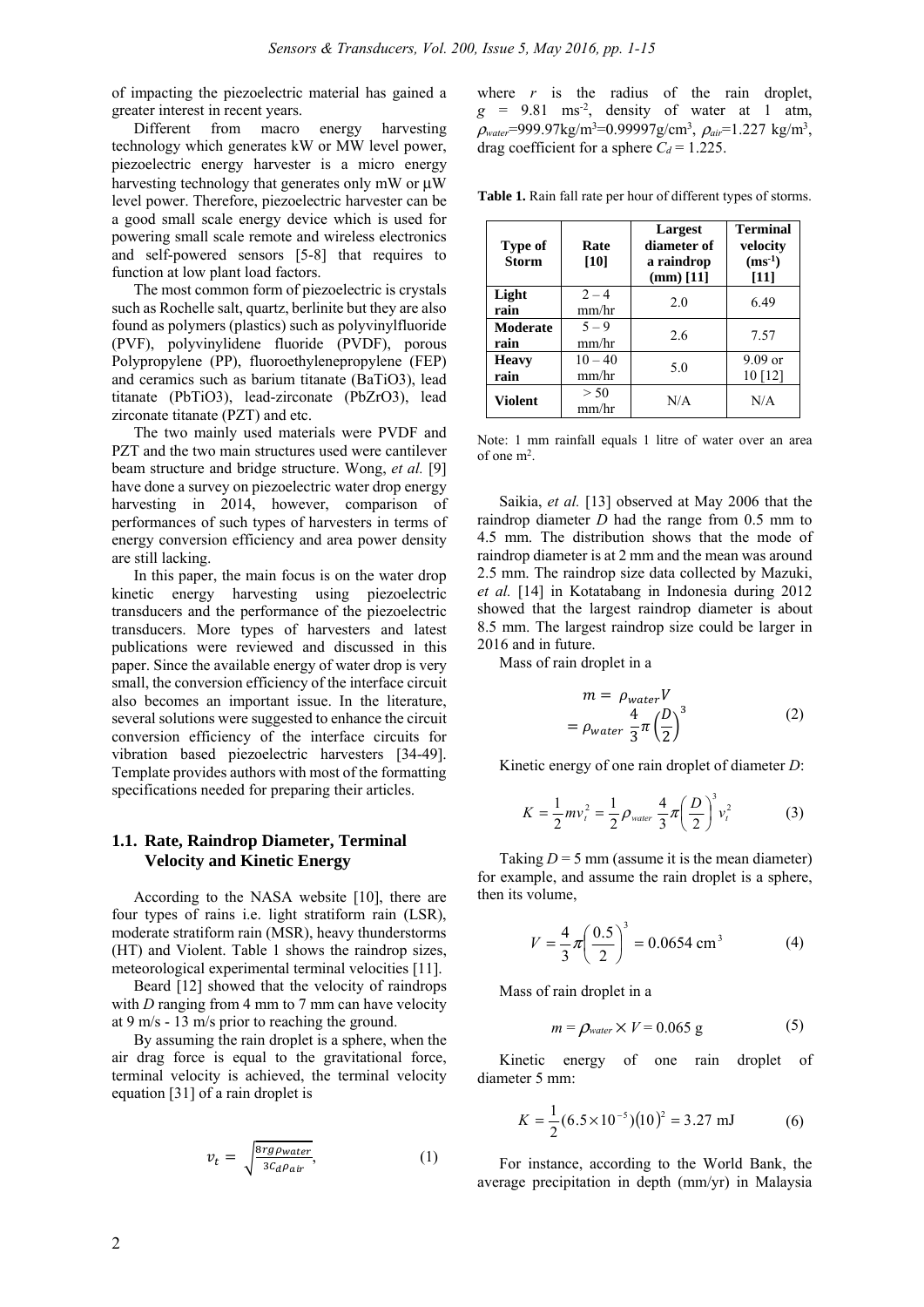of impacting the piezoelectric material has gained a greater interest in recent years.

Different from macro energy harvesting technology which generates kW or MW level power, piezoelectric energy harvester is a micro energy harvesting technology that generates only mW or μW level power. Therefore, piezoelectric harvester can be a good small scale energy device which is used for powering small scale remote and wireless electronics and self-powered sensors [5-8] that requires to function at low plant load factors.

The most common form of piezoelectric is crystals such as Rochelle salt, quartz, berlinite but they are also found as polymers (plastics) such as polyvinylfluoride (PVF), polyvinylidene fluoride (PVDF), porous Polypropylene (PP), fluoroethylenepropylene (FEP) and ceramics such as barium titanate ($BaTiO_3$), lead titanate ($PbTiO_3$), lead-zirconate ($PbZrO_3$), lead zirconate titanate (PZT) and etc.

The two mainly used materials were PVDF and PZT and the two main structures used were cantilever beam structure and bridge structure. Wong, *et al.* [9] have done a survey on piezoelectric water drop energy harvesting in 2014, however, comparison of performances of such types of harvesters in terms of energy conversion efficiency and area power density are still lacking.

In this paper, the main focus is on the water drop kinetic energy harvesting using piezoelectric transducers and the performance of the piezoelectric transducers. More types of harvesters and latest publications were reviewed and discussed in this paper. Since the available energy of water drop is very small, the conversion efficiency of the interface circuit also becomes an important issue. In the literature, several solutions were suggested to enhance the circuit conversion efficiency of the interface circuits for vibration based piezoelectric harvesters [34-49]. Template provides authors with most of the formatting specifications needed for preparing their articles.

### 1.1. Rate, Raindrop Diameter, Terminal Velocity and Kinetic Energy

According to the NASA website [10], there are four types of rains i.e. light stratiform rain (LSR), moderate stratiform rain (MSR), heavy thunderstorms (HT) and Violent. Table 1 shows the raindrop sizes, meteorological experimental terminal velocities [11].

Beard [12] showed that the velocity of raindrops with *D* ranging from 4 mm to 7 mm can have velocity at 9 m/s - 13 m/s prior to reaching the ground.

By assuming the rain droplet is a sphere, when the air drag force is equal to the gravitational force, terminal velocity is achieved, the terminal velocity equation [31] of a rain droplet is

$$v_t = \sqrt{\frac{8rg\rho_{water}}{3C_d\rho_{air}}}, \tag{1}$$

where $r$ is the radius of the rain droplet, $g$ = 9.81 $\text{ms}^{-2}$, density of water at 1 atm, $\rho_{water}$=999.97kg/m$^3$=0.99997g/cm$^3$, $\rho_{air}$=1.227 kg/m$^3$, drag coefficient for a sphere $C_d$ = 1.225.

**Table 1.** Rain fall rate per hour of different types of storms.

| Type of Storm | Rate [10] | Largest diameter of a raindrop (mm) [11] | Terminal velocity ($\text{ms}^{-1}$) [11] |
|---|---|---|---|
| **Light rain** | 2 – 4 mm/hr | 2.0 | 6.49 |
| **Moderate rain** | 5 – 9 mm/hr | 2.6 | 7.57 |
| **Heavy rain** | 10 – 40 mm/hr | 5.0 | 9.09 or 10 [12] |
| **Violent** | > 50 mm/hr | N/A | N/A |

Note: 1 mm rainfall equals 1 litre of water over an area of one m$^2$.

Saikia, *et al.* [13] observed at May 2006 that the raindrop diameter *D* had the range from 0.5 mm to 4.5 mm. The distribution shows that the mode of raindrop diameter is at 2 mm and the mean was around 2.5 mm. The raindrop size data collected by Mazuki, *et al.* [14] in Kotatabang in Indonesia during 2012 showed that the largest raindrop diameter is about 8.5 mm. The largest raindrop size could be larger in 2016 and in future.

Mass of rain droplet in a

$$m = \rho_{water}V = \rho_{water}\frac{4}{3}\pi\left(\frac{D}{2}\right)^3 \tag{2}$$

Kinetic energy of one rain droplet of diameter *D*:

$$K = \frac{1}{2}mv_t^2 = \frac{1}{2}\rho_{water}\frac{4}{3}\pi\left(\frac{D}{2}\right)^3 v_t^2 \tag{3}$$

Taking $D$ = 5 mm (assume it is the mean diameter) for example, and assume the rain droplet is a sphere, then its volume,

$$V = \frac{4}{3}\pi\left(\frac{0.5}{2}\right)^3 = 0.0654\ \text{cm}^3 \tag{4}$$

Mass of rain droplet in a

$$m = \rho_{water} \times V = 0.065\ \text{g} \tag{5}$$

Kinetic energy of one rain droplet of diameter 5 mm:

$$K = \frac{1}{2}(6.5\times10^{-5})(10)^2 = 3.27\ \text{mJ} \tag{6}$$

For instance, according to the World Bank, the average precipitation in depth (mm/yr) in Malaysia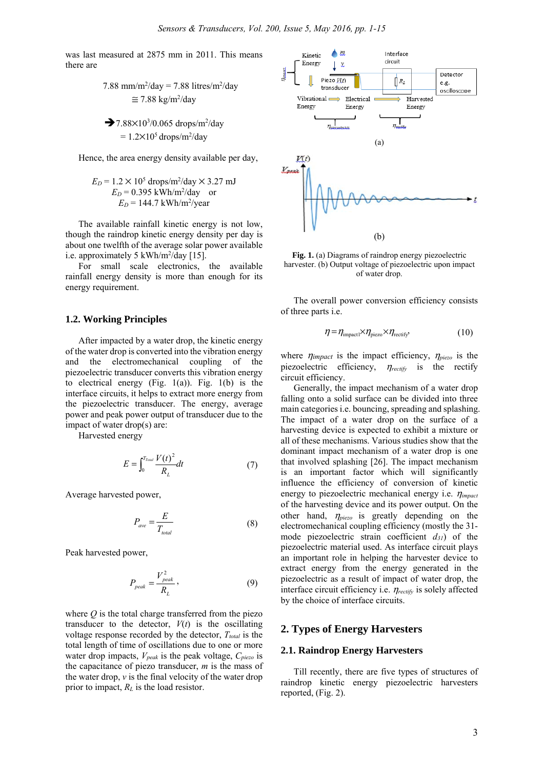was last measured at 2875 mm in 2011. This means there are

$$7.88\ \text{mm/m}^2\text{/day} = 7.88\ \text{litres/m}^2\text{/day} \cong 7.88\ \text{kg/m}^2\text{/day}$$

$$\rightarrow 7.88\times10^3/0.065\ \text{drops/m}^2\text{/day} = 1.2\times10^5\ \text{drops/m}^2\text{/day}$$

Hence, the area energy density available per day,

$$E_D = 1.2 \times 10^5\ \text{drops/m}^2\text{/day} \times 3.27\ \text{mJ}$$
$$E_D = 0.395\ \text{kWh/m}^2\text{/day} \quad \text{or}$$
$$E_D = 144.7\ \text{kWh/m}^2\text{/year}$$

The available rainfall kinetic energy is not low, though the raindrop kinetic energy density per day is about one twelfth of the average solar power available i.e. approximately 5 kWh/m$^2$/day [15].

For small scale electronics, the available rainfall energy density is more than enough for its energy requirement.

## 1.2. Working Principles

After impacted by a water drop, the kinetic energy of the water drop is converted into the vibration energy and the electromechanical coupling of the piezoelectric transducer converts this vibration energy to electrical energy (Fig. 1(a)). Fig. 1(b) is the interface circuits, it helps to extract more energy from the piezoelectric transducer. The energy, average power and peak power output of transducer due to the impact of water drop(s) are:

Harvested energy

$$E = \int_0^{T_{Total}} \frac{V(t)^2}{R_L} dt \tag{7}$$

Average harvested power,

$$P_{ave} = \frac{E}{T_{total}} \tag{8}$$

Peak harvested power,

$$P_{peak} = \frac{V_{peak}^2}{R_L}, \tag{9}$$

where $Q$ is the total charge transferred from the piezo transducer to the detector, $V(t)$ is the oscillating voltage response recorded by the detector, $T_{total}$ is the total length of time of oscillations due to one or more water drop impacts, $V_{peak}$ is the peak voltage, $C_{piezo}$ is the capacitance of piezo transducer, $m$ is the mass of the water drop, $v$ is the final velocity of the water drop prior to impact, $R_L$ is the load resistor.

**Fig. 1.** (a) Diagrams of raindrop energy piezoelectric harvester. (b) Output voltage of piezoelectric upon impact of water drop.

The overall power conversion efficiency consists of three parts i.e.

$$\eta = \eta_{impact} \times \eta_{piezo} \times \eta_{rectify}, \tag{10}$$

where $\eta_{impact}$ is the impact efficiency, $\eta_{piezo}$ is the piezoelectric efficiency, $\eta_{rectify}$ is the rectify circuit efficiency.

Generally, the impact mechanism of a water drop falling onto a solid surface can be divided into three main categories i.e. bouncing, spreading and splashing. The impact of a water drop on the surface of a harvesting device is expected to exhibit a mixture or all of these mechanisms. Various studies show that the dominant impact mechanism of a water drop is one that involved splashing [26]. The impact mechanism is an important factor which will significantly influence the efficiency of conversion of kinetic energy to piezoelectric mechanical energy i.e. $\eta_{impact}$ of the harvesting device and its power output. On the other hand, $\eta_{piezo}$ is greatly depending on the electromechanical coupling efficiency (mostly the 31-mode piezoelectric strain coefficient $d_{31}$) of the piezoelectric material used. As interface circuit plays an important role in helping the harvester device to extract energy from the energy generated in the piezoelectric as a result of impact of water drop, the interface circuit efficiency i.e. $\eta_{rectify}$ is solely affected by the choice of interface circuits.

# 2. Types of Energy Harvesters

## 2.1. Raindrop Energy Harvesters

Till recently, there are five types of structures of raindrop kinetic energy piezoelectric harvesters reported, (Fig. 2).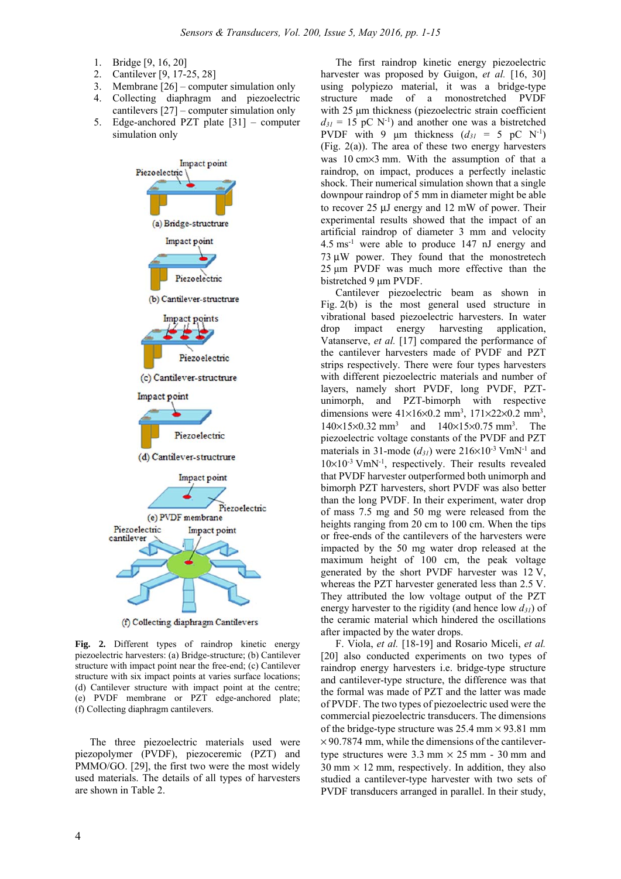1. Bridge [9, 16, 20]
2. Cantilever [9, 17-25, 28]
3. Membrane [26] – computer simulation only
4. Collecting diaphragm and piezoelectric cantilevers [27] – computer simulation only
5. Edge-anchored PZT plate [31] – computer simulation only

**Fig. 2.** Different types of raindrop kinetic energy piezoelectric harvesters: (a) Bridge-structure; (b) Cantilever structure with impact point near the free-end; (c) Cantilever structure with six impact points at varies surface locations; (d) Cantilever structure with impact point at the centre; (e) PVDF membrane or PZT edge-anchored plate; (f) Collecting diaphragm cantilevers.

The three piezoelectric materials used were piezopolymer (PVDF), piezoceremic (PZT) and PMMO/GO. [29], the first two were the most widely used materials. The details of all types of harvesters are shown in Table 2.

The first raindrop kinetic energy piezoelectric harvester was proposed by Guigon, *et al.* [16, 30] using polypiezo material, it was a bridge-type structure made of a monostretched PVDF with 25 μm thickness (piezoelectric strain coefficient $d_{31}$ = 15 pC N$^{-1}$) and another one was a bistretched PVDF with 9 μm thickness ($d_{31}$ = 5 pC N$^{-1}$) (Fig. 2(a)). The area of these two energy harvesters was 10 cm×3 mm. With the assumption of that a raindrop, on impact, produces a perfectly inelastic shock. Their numerical simulation shown that a single downpour raindrop of 5 mm in diameter might be able to recover 25 μJ energy and 12 mW of power. Their experimental results showed that the impact of an artificial raindrop of diameter 3 mm and velocity 4.5 ms$^{-1}$ were able to produce 147 nJ energy and 73 μW power. They found that the monostretech 25 μm PVDF was much more effective than the bistretched 9 μm PVDF.

Cantilever piezoelectric beam as shown in Fig. 2(b) is the most general used structure in vibrational based piezoelectric harvesters. In water drop impact energy harvesting application, Vatanserve, *et al.* [17] compared the performance of the cantilever harvesters made of PVDF and PZT strips respectively. There were four types harvesters with different piezoelectric materials and number of layers, namely short PVDF, long PVDF, PZT-unimorph, and PZT-bimorph with respective dimensions were 41×16×0.2 mm$^3$, 171×22×0.2 mm$^3$, 140×15×0.32 mm$^3$ and 140×15×0.75 mm$^3$. The piezoelectric voltage constants of the PVDF and PZT materials in 31-mode ($d_{31}$) were 216×10$^{-3}$ VmN$^{-1}$ and 10×10$^{-3}$ VmN$^{-1}$, respectively. Their results revealed that PVDF harvester outperformed both unimorph and bimorph PZT harvesters, short PVDF was also better than the long PVDF. In their experiment, water drop of mass 7.5 mg and 50 mg were released from the heights ranging from 20 cm to 100 cm. When the tips or free-ends of the cantilevers of the harvesters were impacted by the 50 mg water drop released at the maximum height of 100 cm, the peak voltage generated by the short PVDF harvester was 12 V, whereas the PZT harvester generated less than 2.5 V. They attributed the low voltage output of the PZT energy harvester to the rigidity (and hence low $d_{31}$) of the ceramic material which hindered the oscillations after impacted by the water drops.

F. Viola, *et al.* [18-19] and Rosario Miceli, *et al.* [20] also conducted experiments on two types of raindrop energy harvesters i.e. bridge-type structure and cantilever-type structure, the difference was that the formal was made of PZT and the latter was made of PVDF. The two types of piezoelectric used were the commercial piezoelectric transducers. The dimensions of the bridge-type structure was 25.4 mm × 93.81 mm × 90.7874 mm, while the dimensions of the cantilever-type structures were 3.3 mm × 25 mm - 30 mm and 30 mm × 12 mm, respectively. In addition, they also studied a cantilever-type harvester with two sets of PVDF transducers arranged in parallel. In their study,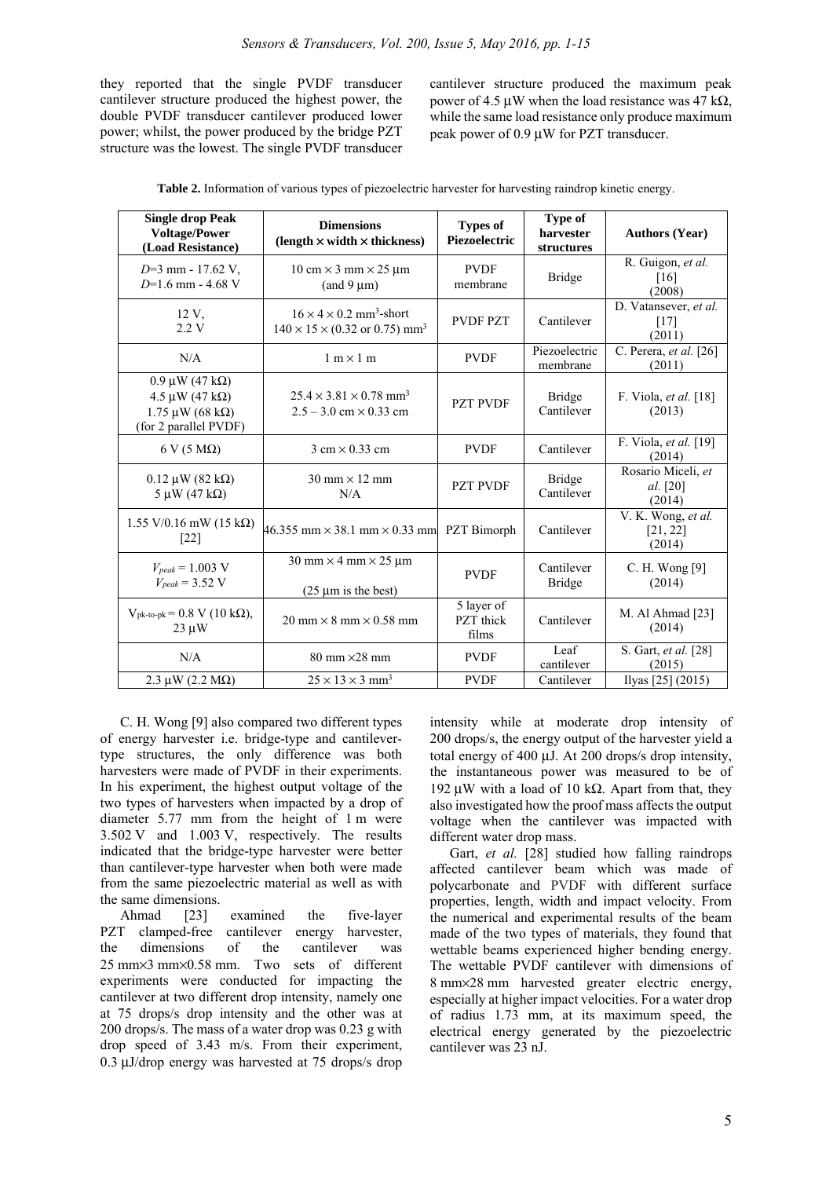they reported that the single PVDF transducer cantilever structure produced the highest power, the double PVDF transducer cantilever produced lower power; whilst, the power produced by the bridge PZT structure was the lowest. The single PVDF transducer cantilever structure produced the maximum peak power of 4.5 μW when the load resistance was 47 kΩ, while the same load resistance only produce maximum peak power of 0.9 μW for PZT transducer.

**Table 2.** Information of various types of piezoelectric harvester for harvesting raindrop kinetic energy.

| Single drop Peak Voltage/Power (Load Resistance) | Dimensions (length × width × thickness) | Types of Piezoelectric | Type of harvester structures | Authors (Year) |
|---|---|---|---|---|
| $D$=3 mm - 17.62 V, $D$=1.6 mm - 4.68 V | 10 cm × 3 mm × 25 μm (and 9 μm) | PVDF membrane | Bridge | R. Guigon, *et al.* [16] (2008) |
| 12 V, 2.2 V | 16 × 4 × 0.2 mm$^3$-short 140 × 15 × (0.32 or 0.75) mm$^3$ | PVDF PZT | Cantilever | D. Vatansever, *et al.* [17] (2011) |
| N/A | 1 m × 1 m | PVDF | Piezoelectric membrane | C. Perera, *et al.* [26] (2011) |
| 0.9 μW (47 kΩ) 4.5 μW (47 kΩ) 1.75 μW (68 kΩ) (for 2 parallel PVDF) | 25.4 × 3.81 × 0.78 mm$^3$ 2.5 – 3.0 cm × 0.33 cm | PZT PVDF | Bridge Cantilever | F. Viola, *et al.* [18] (2013) |
| 6 V (5 MΩ) | 3 cm × 0.33 cm | PVDF | Cantilever | F. Viola, *et al.* [19] (2014) |
| 0.12 μW (82 kΩ) 5 μW (47 kΩ) | 30 mm × 12 mm N/A | PZT PVDF | Bridge Cantilever | Rosario Miceli, *et al.* [20] (2014) |
| 1.55 V/0.16 mW (15 kΩ) [22] | 46.355 mm × 38.1 mm × 0.33 mm | PZT Bimorph | Cantilever | V. K. Wong, *et al.* [21, 22] (2014) |
| $V_{peak}$ = 1.003 V $V_{peak}$ = 3.52 V | 30 mm × 4 mm × 25 μm (25 μm is the best) | PVDF | Cantilever Bridge | C. H. Wong [9] (2014) |
| $V_{pk\text{-}to\text{-}pk}$ = 0.8 V (10 kΩ), 23 μW | 20 mm × 8 mm × 0.58 mm | 5 layer of PZT thick films | Cantilever | M. Al Ahmad [23] (2014) |
| N/A | 80 mm ×28 mm | PVDF | Leaf cantilever | S. Gart, *et al.* [28] (2015) |
| 2.3 μW (2.2 MΩ) | 25 × 13 × 3 mm$^3$ | PVDF | Cantilever | Ilyas [25] (2015) |

C. H. Wong [9] also compared two different types of energy harvester i.e. bridge-type and cantilever-type structures, the only difference was both harvesters were made of PVDF in their experiments. In his experiment, the highest output voltage of the two types of harvesters when impacted by a drop of diameter 5.77 mm from the height of 1 m were 3.502 V and 1.003 V, respectively. The results indicated that the bridge-type harvester were better than cantilever-type harvester when both were made from the same piezoelectric material as well as with the same dimensions.

Ahmad [23] examined the five-layer PZT clamped-free cantilever energy harvester, the dimensions of the cantilever was 25 mm×3 mm×0.58 mm. Two sets of different experiments were conducted for impacting the cantilever at two different drop intensity, namely one at 75 drops/s drop intensity and the other was at 200 drops/s. The mass of a water drop was 0.23 g with drop speed of 3.43 m/s. From their experiment, 0.3 μJ/drop energy was harvested at 75 drops/s drop intensity while at moderate drop intensity of 200 drops/s, the energy output of the harvester yield a total energy of 400 μJ. At 200 drops/s drop intensity, the instantaneous power was measured to be of 192 μW with a load of 10 kΩ. Apart from that, they also investigated how the proof mass affects the output voltage when the cantilever was impacted with different water drop mass.

Gart, *et al.* [28] studied how falling raindrops affected cantilever beam which was made of polycarbonate and PVDF with different surface properties, length, width and impact velocity. From the numerical and experimental results of the beam made of the two types of materials, they found that wettable beams experienced higher bending energy. The wettable PVDF cantilever with dimensions of 8 mm×28 mm harvested greater electric energy, especially at higher impact velocities. For a water drop of radius 1.73 mm, at its maximum speed, the electrical energy generated by the piezoelectric cantilever was 23 nJ.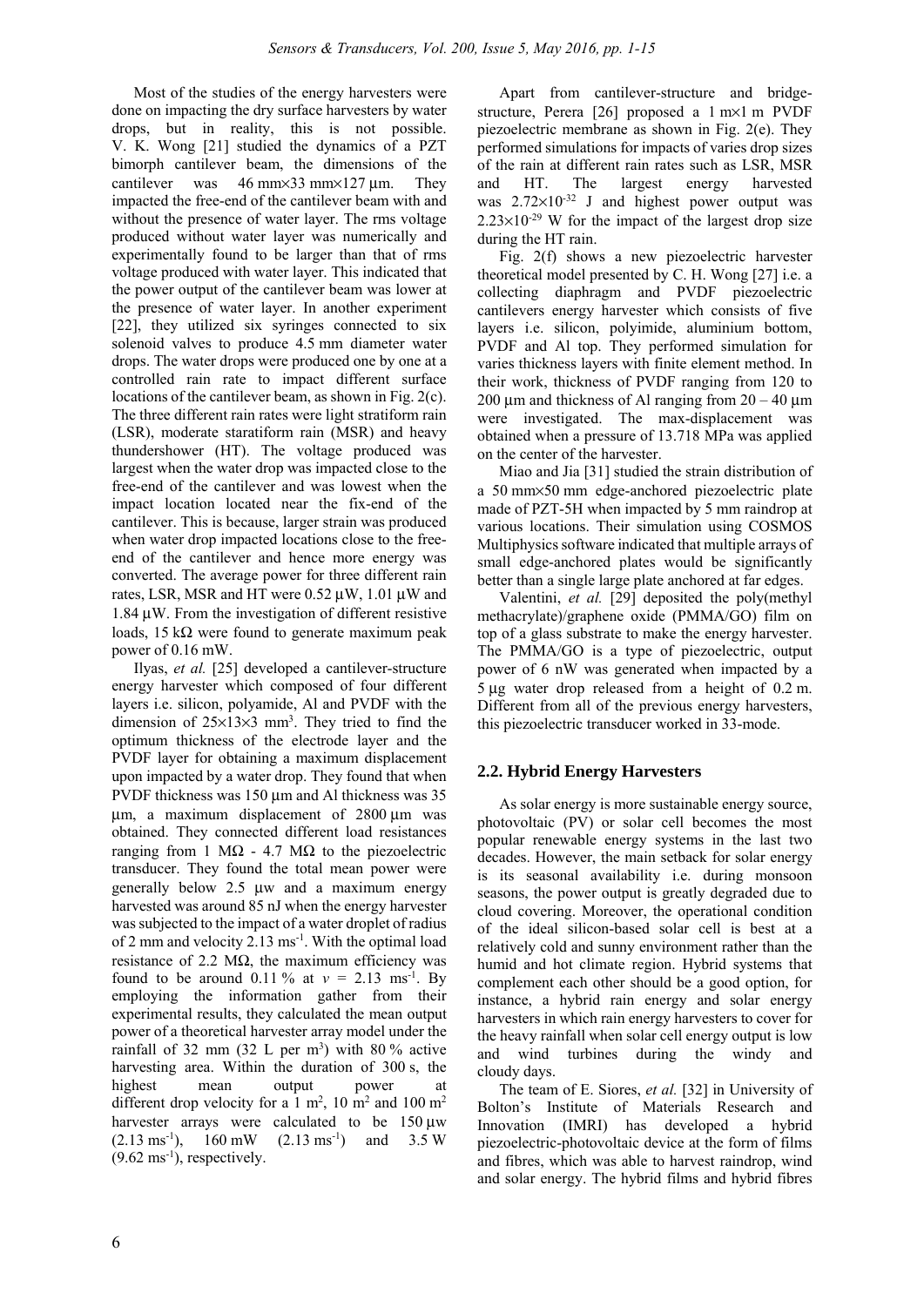Most of the studies of the energy harvesters were done on impacting the dry surface harvesters by water drops, but in reality, this is not possible. V. K. Wong [21] studied the dynamics of a PZT bimorph cantilever beam, the dimensions of the cantilever was 46 mm×33 mm×127 μm. They impacted the free-end of the cantilever beam with and without the presence of water layer. The rms voltage produced without water layer was numerically and experimentally found to be larger than that of rms voltage produced with water layer. This indicated that the power output of the cantilever beam was lower at the presence of water layer. In another experiment [22], they utilized six syringes connected to six solenoid valves to produce 4.5 mm diameter water drops. The water drops were produced one by one at a controlled rain rate to impact different surface locations of the cantilever beam, as shown in Fig. 2(c). The three different rain rates were light stratiform rain (LSR), moderate staratiform rain (MSR) and heavy thundershower (HT). The voltage produced was largest when the water drop was impacted close to the free-end of the cantilever and was lowest when the impact location located near the fix-end of the cantilever. This is because, larger strain was produced when water drop impacted locations close to the free-end of the cantilever and hence more energy was converted. The average power for three different rain rates, LSR, MSR and HT were 0.52 μW, 1.01 μW and 1.84 μW. From the investigation of different resistive loads, 15 kΩ were found to generate maximum peak power of 0.16 mW.

Ilyas, *et al.* [25] developed a cantilever-structure energy harvester which composed of four different layers i.e. silicon, polyamide, Al and PVDF with the dimension of 25×13×3 mm$^3$. They tried to find the optimum thickness of the electrode layer and the PVDF layer for obtaining a maximum displacement upon impacted by a water drop. They found that when PVDF thickness was 150 μm and Al thickness was 35 μm, a maximum displacement of 2800 μm was obtained. They connected different load resistances ranging from 1 MΩ - 4.7 MΩ to the piezoelectric transducer. They found the total mean power were generally below 2.5 μw and a maximum energy harvested was around 85 nJ when the energy harvester was subjected to the impact of a water droplet of radius of 2 mm and velocity 2.13 ms$^{-1}$. With the optimal load resistance of 2.2 MΩ, the maximum efficiency was found to be around 0.11 % at $v$ = 2.13 ms$^{-1}$. By employing the information gather from their experimental results, they calculated the mean output power of a theoretical harvester array model under the rainfall of 32 mm (32 L per m$^3$) with 80 % active harvesting area. Within the duration of 300 s, the highest mean output power at different drop velocity for a 1 m$^2$, 10 m$^2$ and 100 m$^2$ harvester arrays were calculated to be 150 μw (2.13 ms$^{-1}$), 160 mW (2.13 ms$^{-1}$) and 3.5 W (9.62 ms$^{-1}$), respectively.

Apart from cantilever-structure and bridge-structure, Perera [26] proposed a 1 m×1 m PVDF piezoelectric membrane as shown in Fig. 2(e). They performed simulations for impacts of varies drop sizes of the rain at different rain rates such as LSR, MSR and HT. The largest energy harvested was 2.72×10$^{-32}$ J and highest power output was 2.23×10$^{-29}$ W for the impact of the largest drop size during the HT rain.

Fig. 2(f) shows a new piezoelectric harvester theoretical model presented by C. H. Wong [27] i.e. a collecting diaphragm and PVDF piezoelectric cantilevers energy harvester which consists of five layers i.e. silicon, polyimide, aluminium bottom, PVDF and Al top. They performed simulation for varies thickness layers with finite element method. In their work, thickness of PVDF ranging from 120 to 200 μm and thickness of Al ranging from 20 – 40 μm were investigated. The max-displacement was obtained when a pressure of 13.718 MPa was applied on the center of the harvester.

Miao and Jia [31] studied the strain distribution of a 50 mm×50 mm edge-anchored piezoelectric plate made of PZT-5H when impacted by 5 mm raindrop at various locations. Their simulation using COSMOS Multiphysics software indicated that multiple arrays of small edge-anchored plates would be significantly better than a single large plate anchored at far edges.

Valentini, *et al.* [29] deposited the poly(methyl methacrylate)/graphene oxide (PMMA/GO) film on top of a glass substrate to make the energy harvester. The PMMA/GO is a type of piezoelectric, output power of 6 nW was generated when impacted by a 5 μg water drop released from a height of 0.2 m. Different from all of the previous energy harvesters, this piezoelectric transducer worked in 33-mode.

## 2.2. Hybrid Energy Harvesters

As solar energy is more sustainable energy source, photovoltaic (PV) or solar cell becomes the most popular renewable energy systems in the last two decades. However, the main setback for solar energy is its seasonal availability i.e. during monsoon seasons, the power output is greatly degraded due to cloud covering. Moreover, the operational condition of the ideal silicon-based solar cell is best at a relatively cold and sunny environment rather than the humid and hot climate region. Hybrid systems that complement each other should be a good option, for instance, a hybrid rain energy and solar energy harvesters in which rain energy harvesters to cover for the heavy rainfall when solar cell energy output is low and wind turbines during the windy and cloudy days.

The team of E. Siores, *et al.* [32] in University of Bolton's Institute of Materials Research and Innovation (IMRI) has developed a hybrid piezoelectric-photovoltaic device at the form of films and fibres, which was able to harvest raindrop, wind and solar energy. The hybrid films and hybrid fibres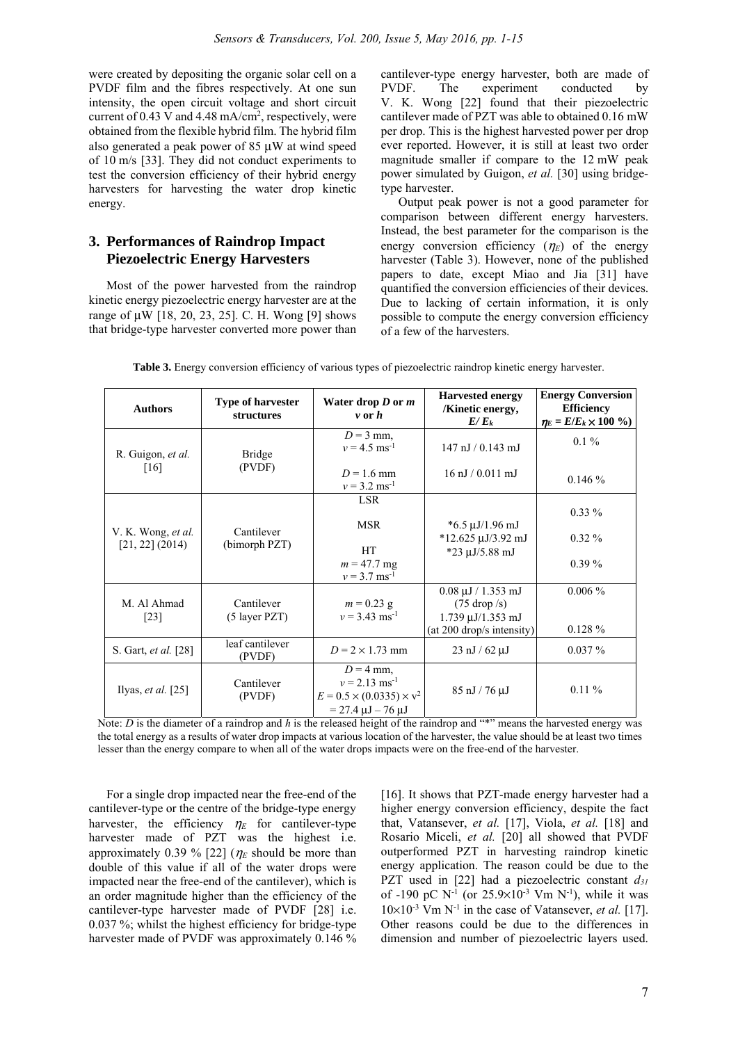were created by depositing the organic solar cell on a PVDF film and the fibres respectively. At one sun intensity, the open circuit voltage and short circuit current of 0.43 V and 4.48 mA/cm$^2$, respectively, were obtained from the flexible hybrid film. The hybrid film also generated a peak power of 85 µW at wind speed of 10 m/s [33]. They did not conduct experiments to test the conversion efficiency of their hybrid energy harvesters for harvesting the water drop kinetic energy.

## 3. Performances of Raindrop Impact Piezoelectric Energy Harvesters

Most of the power harvested from the raindrop kinetic energy piezoelectric energy harvester are at the range of µW [18, 20, 23, 25]. C. H. Wong [9] shows that bridge-type harvester converted more power than cantilever-type energy harvester, both are made of PVDF. The experiment conducted by V. K. Wong [22] found that their piezoelectric cantilever made of PZT was able to obtained 0.16 mW per drop. This is the highest harvested power per drop ever reported. However, it is still at least two order magnitude smaller if compare to the 12 mW peak power simulated by Guigon, *et al.* [30] using bridge-type harvester.

Output peak power is not a good parameter for comparison between different energy harvesters. Instead, the best parameter for the comparison is the energy conversion efficiency ($\eta_E$) of the energy harvester (Table 3). However, none of the published papers to date, except Miao and Jia [31] have quantified the conversion efficiencies of their devices. Due to lacking of certain information, it is only possible to compute the energy conversion efficiency of a few of the harvesters.

**Table 3.** Energy conversion efficiency of various types of piezoelectric raindrop kinetic energy harvester.

| Authors | Type of harvester structures | Water drop $D$ or $m$ $v$ or $h$ | Harvested energy /Kinetic energy, $E/E_k$ | Energy Conversion Efficiency $\eta_E = E/E_k \times 100$ %) |
|---|---|---|---|---|
| R. Guigon, *et al.* [16] | Bridge (PVDF) | $D = 3$ mm, $v = 4.5$ ms$^{-1}$ | 147 nJ / 0.143 mJ | 0.1 % |
| | | $D = 1.6$ mm $v = 3.2$ ms$^{-1}$ | 16 nJ / 0.011 mJ | 0.146 % |
| V. K. Wong, *et al.* [21, 22] (2014) | Cantilever (bimorph PZT) | LSR | *6.5 µJ/1.96 mJ | 0.33 % |
| | | MSR | *12.625 µJ/3.92 mJ | 0.32 % |
| | | HT $m = 47.7$ mg $v = 3.7$ ms$^{-1}$ | *23 µJ/5.88 mJ | 0.39 % |
| M. Al Ahmad [23] | Cantilever (5 layer PZT) | $m = 0.23$ g $v = 3.43$ ms$^{-1}$ | 0.08 µJ / 1.353 mJ (75 drop /s) | 0.006 % |
| | | | 1.739 µJ/1.353 mJ (at 200 drop/s intensity) | 0.128 % |
| S. Gart, *et al.* [28] | leaf cantilever (PVDF) | $D = 2 \times 1.73$ mm | 23 nJ / 62 µJ | 0.037 % |
| Ilyas, *et al.* [25] | Cantilever (PVDF) | $D = 4$ mm, $v = 2.13$ ms$^{-1}$ $E = 0.5 \times (0.0335) \times v^2$ = 27.4 µJ – 76 µJ | 85 nJ / 76 µJ | 0.11 % |

Note: $D$ is the diameter of a raindrop and $h$ is the released height of the raindrop and "*" means the harvested energy was the total energy as a results of water drop impacts at various location of the harvester, the value should be at least two times lesser than the energy compare to when all of the water drops impacts were on the free-end of the harvester.

For a single drop impacted near the free-end of the cantilever-type or the centre of the bridge-type energy harvester, the efficiency $\eta_E$ for cantilever-type harvester made of PZT was the highest i.e. approximately 0.39 % [22] ($\eta_E$ should be more than double of this value if all of the water drops were impacted near the free-end of the cantilever), which is an order magnitude higher than the efficiency of the cantilever-type harvester made of PVDF [28] i.e. 0.037 %; whilst the highest efficiency for bridge-type harvester made of PVDF was approximately 0.146 % [16]. It shows that PZT-made energy harvester had a higher energy conversion efficiency, despite the fact that, Vatansever, *et al.* [17], Viola, *et al.* [18] and Rosario Miceli, *et al.* [20] all showed that PVDF outperformed PZT in harvesting raindrop kinetic energy application. The reason could be due to the PZT used in [22] had a piezoelectric constant $d_{31}$ of -190 pC N$^{-1}$ (or $25.9\times10^{-3}$ Vm N$^{-1}$), while it was $10\times10^{-3}$ Vm N$^{-1}$ in the case of Vatansever, *et al.* [17]. Other reasons could be due to the differences in dimension and number of piezoelectric layers used.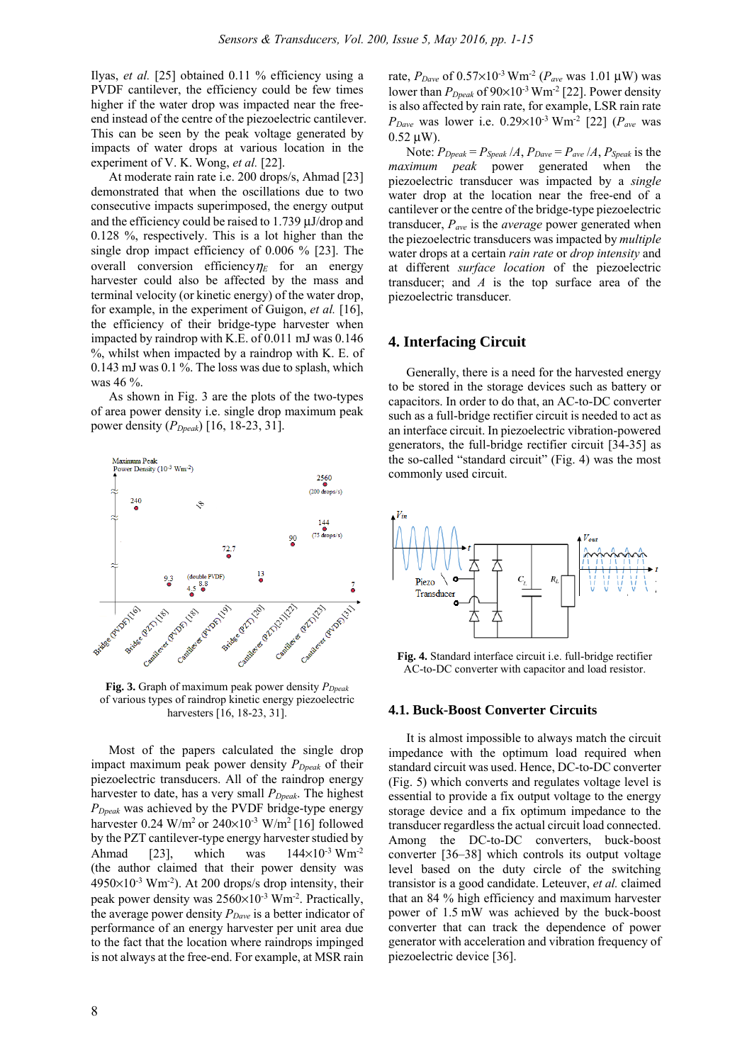Ilyas, *et al.* [25] obtained 0.11 % efficiency using a PVDF cantilever, the efficiency could be few times higher if the water drop was impacted near the free-end instead of the centre of the piezoelectric cantilever. This can be seen by the peak voltage generated by impacts of water drops at various location in the experiment of V. K. Wong, *et al.* [22].

At moderate rain rate i.e. 200 drops/s, Ahmad [23] demonstrated that when the oscillations due to two consecutive impacts superimposed, the energy output and the efficiency could be raised to 1.739 µJ/drop and 0.128 %, respectively. This is a lot higher than the single drop impact efficiency of 0.006 % [23]. The overall conversion efficiency $\eta_E$ for an energy harvester could also be affected by the mass and terminal velocity (or kinetic energy) of the water drop, for example, in the experiment of Guigon, *et al.* [16], the efficiency of their bridge-type harvester when impacted by raindrop with K.E. of 0.011 mJ was 0.146 %, whilst when impacted by a raindrop with K. E. of 0.143 mJ was 0.1 %. The loss was due to splash, which was 46 %.

As shown in Fig. 3 are the plots of the two-types of area power density i.e. single drop maximum peak power density ($P_{Dpeak}$) [16, 18-23, 31].

**Fig. 3.** Graph of maximum peak power density $P_{Dpeak}$ of various types of raindrop kinetic energy piezoelectric harvesters [16, 18-23, 31].

Most of the papers calculated the single drop impact maximum peak power density $P_{Dpeak}$ of their piezoelectric transducers. All of the raindrop energy harvester to date, has a very small $P_{Dpeak}$. The highest $P_{Dpeak}$ was achieved by the PVDF bridge-type energy harvester 0.24 W/m$^2$ or 240×10$^{-3}$ W/m$^2$ [16] followed by the PZT cantilever-type energy harvester studied by Ahmad [23], which was 144×10$^{-3}$ Wm$^{-2}$ (the author claimed that their power density was 4950×10$^{-3}$ Wm$^{-2}$). At 200 drops/s drop intensity, their peak power density was 2560×10$^{-3}$ Wm$^{-2}$. Practically, the average power density $P_{Dave}$ is a better indicator of performance of an energy harvester per unit area due to the fact that the location where raindrops impinged is not always at the free-end. For example, at MSR rain rate, $P_{Dave}$ of 0.57×10$^{-3}$ Wm$^{-2}$ ($P_{ave}$ was 1.01 µW) was lower than $P_{Dpeak}$ of 90×10$^{-3}$ Wm$^{-2}$ [22]. Power density is also affected by rain rate, for example, LSR rain rate $P_{Dave}$ was lower i.e. 0.29×10$^{-3}$ Wm$^{-2}$ [22] ($P_{ave}$ was 0.52 µW).

Note: $P_{Dpeak} = P_{Speak}/A$, $P_{Dave} = P_{ave}/A$, $P_{Speak}$ is the *maximum peak* power generated when the piezoelectric transducer was impacted by a *single* water drop at the location near the free-end of a cantilever or the centre of the bridge-type piezoelectric transducer, $P_{ave}$ is the *average* power generated when the piezoelectric transducers was impacted by *multiple* water drops at a certain *rain rate* or *drop intensity* and at different *surface location* of the piezoelectric transducer; and $A$ is the top surface area of the piezoelectric transducer.

## 4. Interfacing Circuit

Generally, there is a need for the harvested energy to be stored in the storage devices such as battery or capacitors. In order to do that, an AC-to-DC converter such as a full-bridge rectifier circuit is needed to act as an interface circuit. In piezoelectric vibration-powered generators, the full-bridge rectifier circuit [34-35] as the so-called "standard circuit" (Fig. 4) was the most commonly used circuit.

**Fig. 4.** Standard interface circuit i.e. full-bridge rectifier AC-to-DC converter with capacitor and load resistor.

### 4.1. Buck-Boost Converter Circuits

It is almost impossible to always match the circuit impedance with the optimum load required when standard circuit was used. Hence, DC-to-DC converter (Fig. 5) which converts and regulates voltage level is essential to provide a fix output voltage to the energy storage device and a fix optimum impedance to the transducer regardless the actual circuit load connected. Among the DC-to-DC converters, buck-boost converter [36–38] which controls its output voltage level based on the duty circle of the switching transistor is a good candidate. Leteuver, *et al.* claimed that an 84 % high efficiency and maximum harvester power of 1.5 mW was achieved by the buck-boost converter that can track the dependence of power generator with acceleration and vibration frequency of piezoelectric device [36].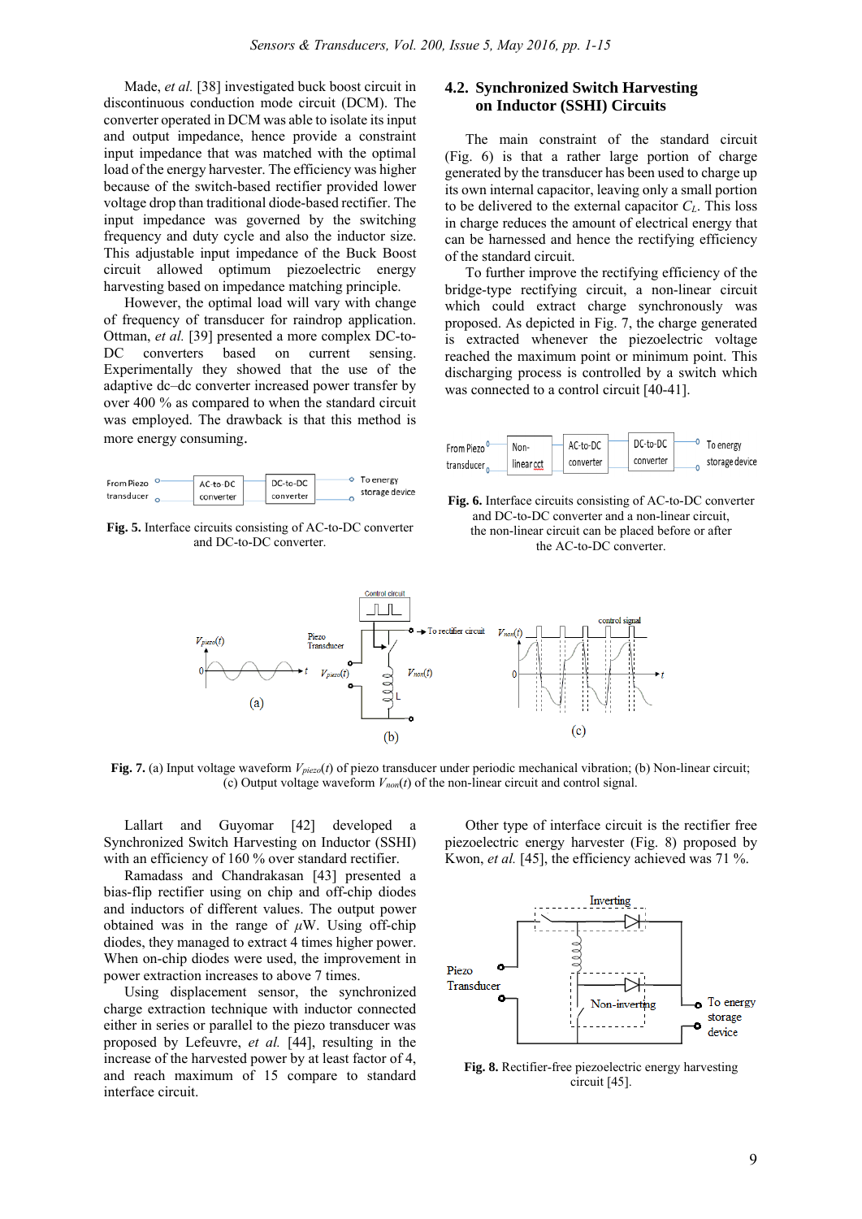Made, *et al.* [38] investigated buck boost circuit in discontinuous conduction mode circuit (DCM). The converter operated in DCM was able to isolate its input and output impedance, hence provide a constraint input impedance that was matched with the optimal load of the energy harvester. The efficiency was higher because of the switch-based rectifier provided lower voltage drop than traditional diode-based rectifier. The input impedance was governed by the switching frequency and duty cycle and also the inductor size. This adjustable input impedance of the Buck Boost circuit allowed optimum piezoelectric energy harvesting based on impedance matching principle.

However, the optimal load will vary with change of frequency of transducer for raindrop application. Ottman, *et al.* [39] presented a more complex DC-to-DC converters based on current sensing. Experimentally they showed that the use of the adaptive dc–dc converter increased power transfer by over 400 % as compared to when the standard circuit was employed. The drawback is that this method is more energy consuming.

Fig. 5. Interface circuits consisting of AC-to-DC converter and DC-to-DC converter.

## 4.2. Synchronized Switch Harvesting on Inductor (SSHI) Circuits

The main constraint of the standard circuit (Fig. 6) is that a rather large portion of charge generated by the transducer has been used to charge up its own internal capacitor, leaving only a small portion to be delivered to the external capacitor $C_L$. This loss in charge reduces the amount of electrical energy that can be harnessed and hence the rectifying efficiency of the standard circuit.

To further improve the rectifying efficiency of the bridge-type rectifying circuit, a non-linear circuit which could extract charge synchronously was proposed. As depicted in Fig. 7, the charge generated is extracted whenever the piezoelectric voltage reached the maximum point or minimum point. This discharging process is controlled by a switch which was connected to a control circuit [40-41].

Fig. 6. Interface circuits consisting of AC-to-DC converter and DC-to-DC converter and a non-linear circuit, the non-linear circuit can be placed before or after the AC-to-DC converter.

Fig. 7. (a) Input voltage waveform $V_{piezo}(t)$ of piezo transducer under periodic mechanical vibration; (b) Non-linear circuit; (c) Output voltage waveform $V_{non}(t)$ of the non-linear circuit and control signal.

Lallart and Guyomar [42] developed a Synchronized Switch Harvesting on Inductor (SSHI) with an efficiency of 160 % over standard rectifier.

Ramadass and Chandrakasan [43] presented a bias-flip rectifier using on chip and off-chip diodes and inductors of different values. The output power obtained was in the range of $\mu$W. Using off-chip diodes, they managed to extract 4 times higher power. When on-chip diodes were used, the improvement in power extraction increases to above 7 times.

Using displacement sensor, the synchronized charge extraction technique with inductor connected either in series or parallel to the piezo transducer was proposed by Lefeuvre, *et al.* [44], resulting in the increase of the harvested power by at least factor of 4, and reach maximum of 15 compare to standard interface circuit.

Other type of interface circuit is the rectifier free piezoelectric energy harvester (Fig. 8) proposed by Kwon, *et al.* [45], the efficiency achieved was 71 %.

Fig. 8. Rectifier-free piezoelectric energy harvesting circuit [45].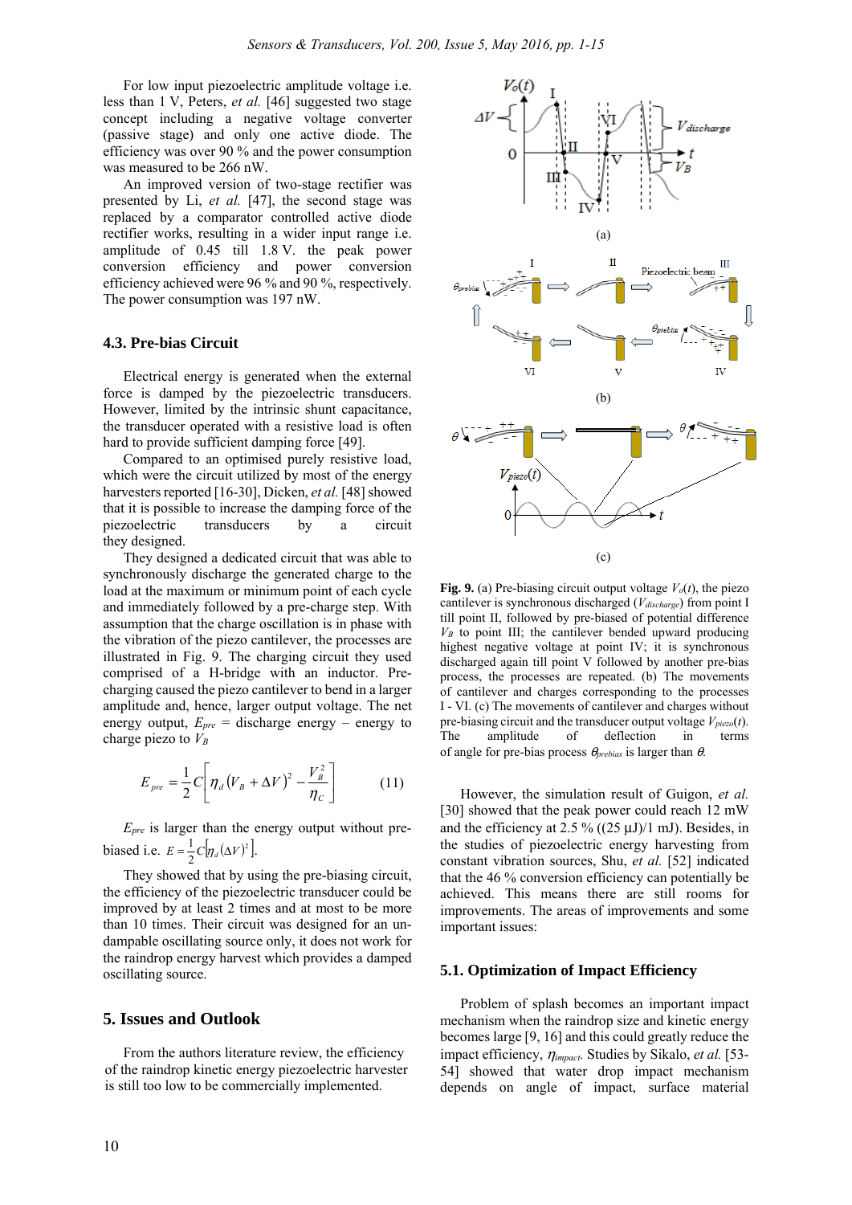For low input piezoelectric amplitude voltage i.e. less than 1 V, Peters, *et al.* [46] suggested two stage concept including a negative voltage converter (passive stage) and only one active diode. The efficiency was over 90 % and the power consumption was measured to be 266 nW.

An improved version of two-stage rectifier was presented by Li, *et al.* [47], the second stage was replaced by a comparator controlled active diode rectifier works, resulting in a wider input range i.e. amplitude of 0.45 till 1.8 V. the peak power conversion efficiency and power conversion efficiency achieved were 96 % and 90 %, respectively. The power consumption was 197 nW.

### 4.3. Pre-bias Circuit

Electrical energy is generated when the external force is damped by the piezoelectric transducers. However, limited by the intrinsic shunt capacitance, the transducer operated with a resistive load is often hard to provide sufficient damping force [49].

Compared to an optimised purely resistive load, which were the circuit utilized by most of the energy harvesters reported [16-30], Dicken, *et al.* [48] showed that it is possible to increase the damping force of the piezoelectric transducers by a circuit they designed.

They designed a dedicated circuit that was able to synchronously discharge the generated charge to the load at the maximum or minimum point of each cycle and immediately followed by a pre-charge step. With assumption that the charge oscillation is in phase with the vibration of the piezo cantilever, the processes are illustrated in Fig. 9. The charging circuit they used comprised of a H-bridge with an inductor. Pre-charging caused the piezo cantilever to bend in a larger amplitude and, hence, larger output voltage. The net energy output, $E_{pre}$ = discharge energy – energy to charge piezo to $V_B$

$$E_{pre} = \frac{1}{2}C\left[\eta_d\left(V_B + \Delta V\right)^2 - \frac{V_B^2}{\eta_C}\right] \tag{11}$$

$E_{pre}$ is larger than the energy output without pre-biased i.e. $E = \frac{1}{2}C\left[\eta_d(\Delta V)^2\right]$.

They showed that by using the pre-biasing circuit, the efficiency of the piezoelectric transducer could be improved by at least 2 times and at most to be more than 10 times. Their circuit was designed for an un-dampable oscillating source only, it does not work for the raindrop energy harvest which provides a damped oscillating source.

## 5. Issues and Outlook

From the authors literature review, the efficiency of the raindrop kinetic energy piezoelectric harvester is still too low to be commercially implemented.

**Fig. 9.** (a) Pre-biasing circuit output voltage $V_o(t)$, the piezo cantilever is synchronous discharged ($V_{discharge}$) from point I till point II, followed by pre-biased of potential difference $V_B$ to point III; the cantilever bended upward producing highest negative voltage at point IV; it is synchronous discharged again till point V followed by another pre-bias process, the processes are repeated. (b) The movements of cantilever and charges corresponding to the processes I - VI. (c) The movements of cantilever and charges without pre-biasing circuit and the transducer output voltage $V_{piezo}(t)$. The amplitude of deflection in terms of angle for pre-bias process $\theta_{prebias}$ is larger than $\theta$.

However, the simulation result of Guigon, *et al.* [30] showed that the peak power could reach 12 mW and the efficiency at 2.5 % ((25 μJ)/1 mJ). Besides, in the studies of piezoelectric energy harvesting from constant vibration sources, Shu, *et al.* [52] indicated that the 46 % conversion efficiency can potentially be achieved. This means there are still rooms for improvements. The areas of improvements and some important issues:

### 5.1. Optimization of Impact Efficiency

Problem of splash becomes an important impact mechanism when the raindrop size and kinetic energy becomes large [9, 16] and this could greatly reduce the impact efficiency, $\eta_{impact}$. Studies by Sikalo, *et al.* [53-54] showed that water drop impact mechanism depends on angle of impact, surface material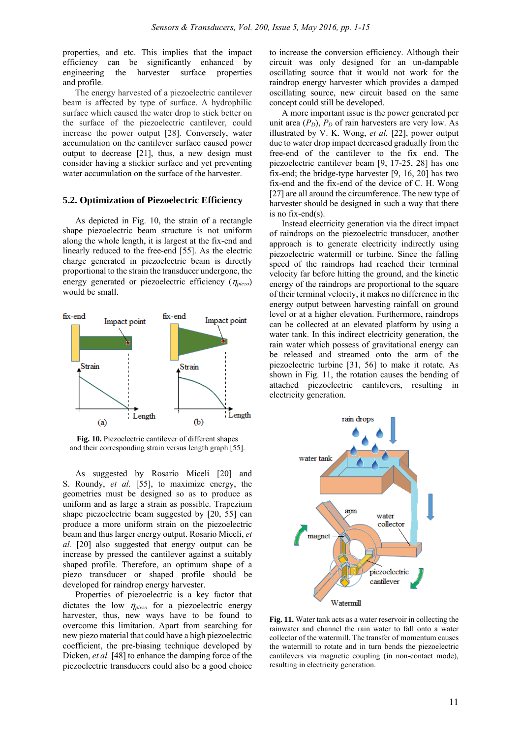properties, and etc. This implies that the impact efficiency can be significantly enhanced by engineering the harvester surface properties and profile.

The energy harvested of a piezoelectric cantilever beam is affected by type of surface. A hydrophilic surface which caused the water drop to stick better on the surface of the piezoelectric cantilever, could increase the power output [28]. Conversely, water accumulation on the cantilever surface caused power output to decrease [21], thus, a new design must consider having a stickier surface and yet preventing water accumulation on the surface of the harvester.

### 5.2. Optimization of Piezoelectric Efficiency

As depicted in Fig. 10, the strain of a rectangle shape piezoelectric beam structure is not uniform along the whole length, it is largest at the fix-end and linearly reduced to the free-end [55]. As the electric charge generated in piezoelectric beam is directly proportional to the strain the transducer undergone, the energy generated or piezoelectric efficiency ($\eta_{piezo}$) would be small.

**Fig. 10.** Piezoelectric cantilever of different shapes and their corresponding strain versus length graph [55].

As suggested by Rosario Miceli [20] and S. Roundy, *et al.* [55], to maximize energy, the geometries must be designed so as to produce as uniform and as large a strain as possible. Trapezium shape piezoelectric beam suggested by [20, 55] can produce a more uniform strain on the piezoelectric beam and thus larger energy output. Rosario Miceli, *et al.* [20] also suggested that energy output can be increase by pressed the cantilever against a suitably shaped profile. Therefore, an optimum shape of a piezo transducer or shaped profile should be developed for raindrop energy harvester.

Properties of piezoelectric is a key factor that dictates the low $\eta_{piezo}$ for a piezoelectric energy harvester, thus, new ways have to be found to overcome this limitation. Apart from searching for new piezo material that could have a high piezoelectric coefficient, the pre-biasing technique developed by Dicken, *et al.* [48] to enhance the damping force of the piezoelectric transducers could also be a good choice to increase the conversion efficiency. Although their circuit was only designed for an un-dampable oscillating source that it would not work for the raindrop energy harvester which provides a damped oscillating source, new circuit based on the same concept could still be developed.

A more important issue is the power generated per unit area ($P_D$), $P_D$ of rain harvesters are very low. As illustrated by V. K. Wong, *et al.* [22], power output due to water drop impact decreased gradually from the free-end of the cantilever to the fix end. The piezoelectric cantilever beam [9, 17-25, 28] has one fix-end; the bridge-type harvester [9, 16, 20] has two fix-end and the fix-end of the device of C. H. Wong [27] are all around the circumference. The new type of harvester should be designed in such a way that there is no fix-end(s).

Instead electricity generation via the direct impact of raindrops on the piezoelectric transducer, another approach is to generate electricity indirectly using piezoelectric watermill or turbine. Since the falling speed of the raindrops had reached their terminal velocity far before hitting the ground, and the kinetic energy of the raindrops are proportional to the square of their terminal velocity, it makes no difference in the energy output between harvesting rainfall on ground level or at a higher elevation. Furthermore, raindrops can be collected at an elevated platform by using a water tank. In this indirect electricity generation, the rain water which possess of gravitational energy can be released and streamed onto the arm of the piezoelectric turbine [31, 56] to make it rotate. As shown in Fig. 11, the rotation causes the bending of attached piezoelectric cantilevers, resulting in electricity generation.

**Fig. 11.** Water tank acts as a water reservoir in collecting the rainwater and channel the rain water to fall onto a water collector of the watermill. The transfer of momentum causes the watermill to rotate and in turn bends the piezoelectric cantilevers via magnetic coupling (in non-contact mode), resulting in electricity generation.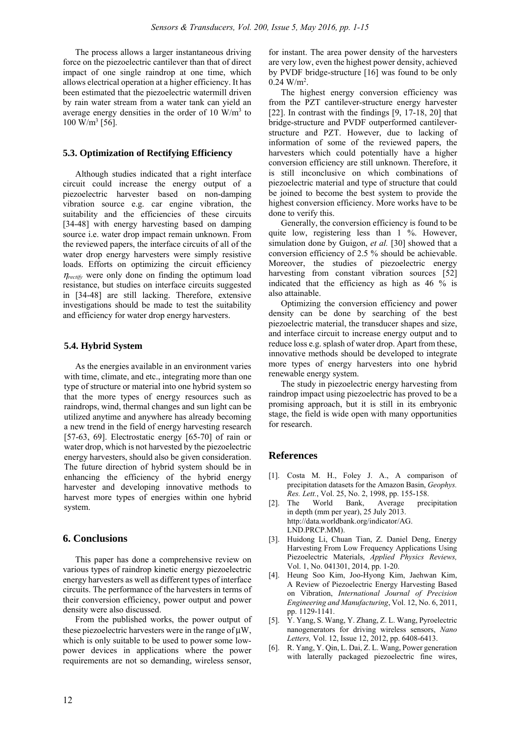The process allows a larger instantaneous driving force on the piezoelectric cantilever than that of direct impact of one single raindrop at one time, which allows electrical operation at a higher efficiency. It has been estimated that the piezoelectric watermill driven by rain water stream from a water tank can yield an average energy densities in the order of 10 W/m$^3$ to 100 W/m$^3$ [56].

### 5.3. Optimization of Rectifying Efficiency

Although studies indicated that a right interface circuit could increase the energy output of a piezoelectric harvester based on non-damping vibration source e.g. car engine vibration, the suitability and the efficiencies of these circuits [34-48] with energy harvesting based on damping source i.e. water drop impact remain unknown. From the reviewed papers, the interface circuits of all of the water drop energy harvesters were simply resistive loads. Efforts on optimizing the circuit efficiency $\eta_{rectify}$ were only done on finding the optimum load resistance, but studies on interface circuits suggested in [34-48] are still lacking. Therefore, extensive investigations should be made to test the suitability and efficiency for water drop energy harvesters.

### 5.4. Hybrid System

As the energies available in an environment varies with time, climate, and etc., integrating more than one type of structure or material into one hybrid system so that the more types of energy resources such as raindrops, wind, thermal changes and sun light can be utilized anytime and anywhere has already becoming a new trend in the field of energy harvesting research [57-63, 69]. Electrostatic energy [65-70] of rain or water drop, which is not harvested by the piezoelectric energy harvesters, should also be given consideration. The future direction of hybrid system should be in enhancing the efficiency of the hybrid energy harvester and developing innovative methods to harvest more types of energies within one hybrid system.

## 6. Conclusions

This paper has done a comprehensive review on various types of raindrop kinetic energy piezoelectric energy harvesters as well as different types of interface circuits. The performance of the harvesters in terms of their conversion efficiency, power output and power density were also discussed.

From the published works, the power output of these piezoelectric harvesters were in the range of µW, which is only suitable to be used to power some low-power devices in applications where the power requirements are not so demanding, wireless sensor, for instant. The area power density of the harvesters are very low, even the highest power density, achieved by PVDF bridge-structure [16] was found to be only 0.24 W/m$^2$.

The highest energy conversion efficiency was from the PZT cantilever-structure energy harvester [22]. In contrast with the findings [9, 17-18, 20] that bridge-structure and PVDF outperformed cantilever-structure and PZT. However, due to lacking of information of some of the reviewed papers, the harvesters which could potentially have a higher conversion efficiency are still unknown. Therefore, it is still inconclusive on which combinations of piezoelectric material and type of structure that could be joined to become the best system to provide the highest conversion efficiency. More works have to be done to verify this.

Generally, the conversion efficiency is found to be quite low, registering less than 1 %. However, simulation done by Guigon, *et al.* [30] showed that a conversion efficiency of 2.5 % should be achievable. Moreover, the studies of piezoelectric energy harvesting from constant vibration sources [52] indicated that the efficiency as high as 46 % is also attainable.

Optimizing the conversion efficiency and power density can be done by searching of the best piezoelectric material, the transducer shapes and size, and interface circuit to increase energy output and to reduce loss e.g. splash of water drop. Apart from these, innovative methods should be developed to integrate more types of energy harvesters into one hybrid renewable energy system.

The study in piezoelectric energy harvesting from raindrop impact using piezoelectric has proved to be a promising approach, but it is still in its embryonic stage, the field is wide open with many opportunities for research.

## References

[1]. Costa M. H., Foley J. A., A comparison of precipitation datasets for the Amazon Basin, *Geophys. Res. Lett.*, Vol. 25, No. 2, 1998, pp. 155-158.

[2]. The World Bank, Average precipitation in depth (mm per year), 25 July 2013. http://data.worldbank.org/indicator/AG.LND.PRCP.MM).

[3]. Huidong Li, Chuan Tian, Z. Daniel Deng, Energy Harvesting From Low Frequency Applications Using Piezoelectric Materials, *Applied Physics Reviews,* Vol. 1, No. 041301, 2014, pp. 1-20.

[4]. Heung Soo Kim, Joo-Hyong Kim, Jaehwan Kim, A Review of Piezoelectric Energy Harvesting Based on Vibration, *International Journal of Precision Engineering and Manufacturing*, Vol. 12, No. 6, 2011, pp. 1129-1141.

[5]. Y. Yang, S. Wang, Y. Zhang, Z. L. Wang, Pyroelectric nanogenerators for driving wireless sensors, *Nano Letters,* Vol. 12, Issue 12, 2012, pp. 6408-6413.

[6]. R. Yang, Y. Qin, L. Dai, Z. L. Wang, Power generation with laterally packaged piezoelectric fine wires,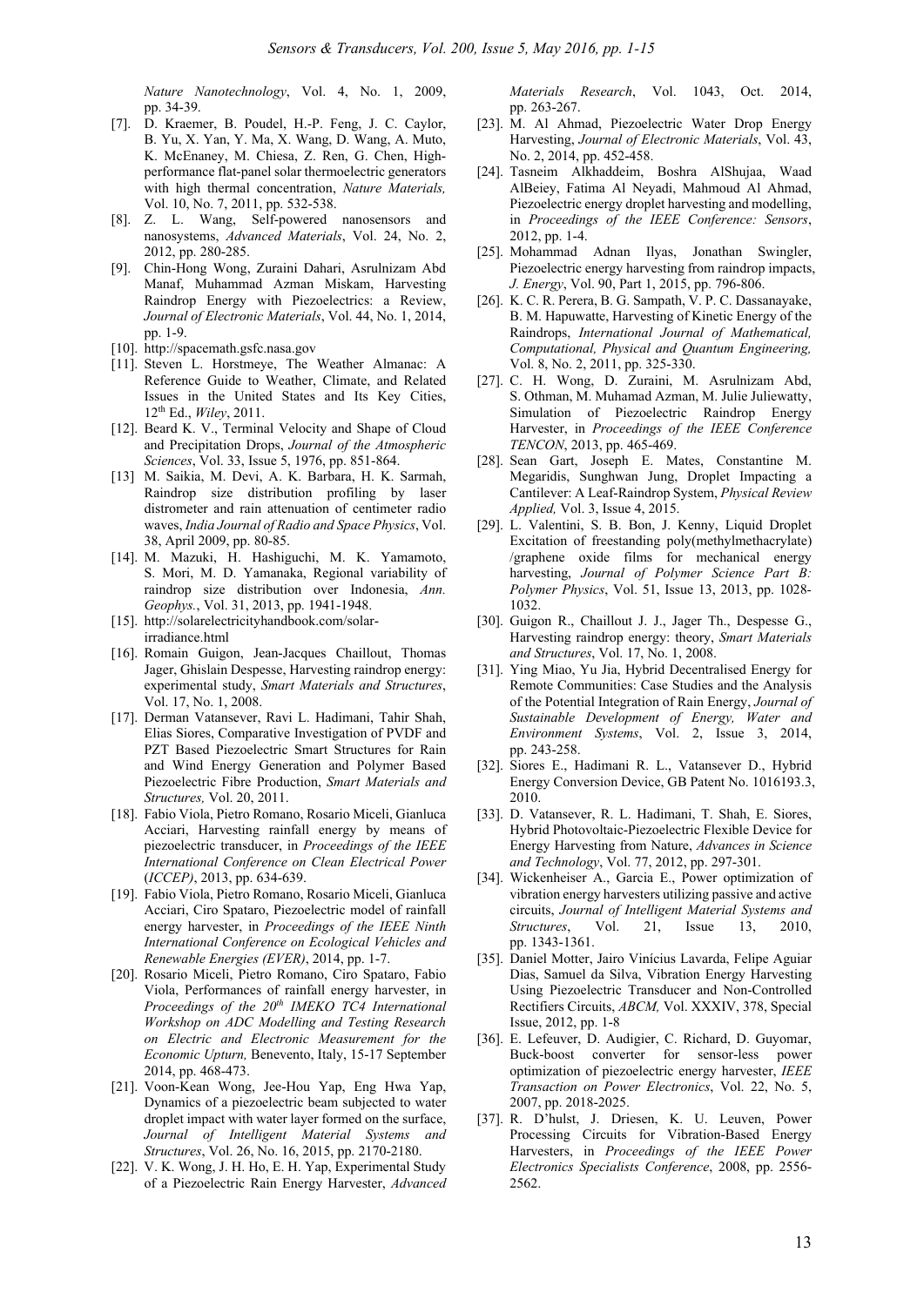*Nature Nanotechnology*, Vol. 4, No. 1, 2009, pp. 34-39.

[7]. D. Kraemer, B. Poudel, H.-P. Feng, J. C. Caylor, B. Yu, X. Yan, Y. Ma, X. Wang, D. Wang, A. Muto, K. McEnaney, M. Chiesa, Z. Ren, G. Chen, High-performance flat-panel solar thermoelectric generators with high thermal concentration, *Nature Materials,* Vol. 10, No. 7, 2011, pp. 532-538.

[8]. Z. L. Wang, Self-powered nanosensors and nanosystems, *Advanced Materials*, Vol. 24, No. 2, 2012, pp. 280-285.

[9]. Chin-Hong Wong, Zuraini Dahari, Asrulnizam Abd Manaf, Muhammad Azman Miskam, Harvesting Raindrop Energy with Piezoelectrics: a Review, *Journal of Electronic Materials*, Vol. 44, No. 1, 2014, pp. 1-9.

[10]. http://spacemath.gsfc.nasa.gov

[11]. Steven L. Horstmeye, The Weather Almanac: A Reference Guide to Weather, Climate, and Related Issues in the United States and Its Key Cities, 12th Ed., *Wiley*, 2011.

[12]. Beard K. V., Terminal Velocity and Shape of Cloud and Precipitation Drops, *Journal of the Atmospheric Sciences*, Vol. 33, Issue 5, 1976, pp. 851-864.

[13] M. Saikia, M. Devi, A. K. Barbara, H. K. Sarmah, Raindrop size distribution profiling by laser distrometer and rain attenuation of centimeter radio waves, *India Journal of Radio and Space Physics*, Vol. 38, April 2009, pp. 80-85.

[14]. M. Mazuki, H. Hashiguchi, M. K. Yamamoto, S. Mori, M. D. Yamanaka, Regional variability of raindrop size distribution over Indonesia, *Ann. Geophys.*, Vol. 31, 2013, pp. 1941-1948.

[15]. http://solarelectricityhandbook.com/solar-irradiance.html

[16]. Romain Guigon, Jean-Jacques Chaillout, Thomas Jager, Ghislain Despesse, Harvesting raindrop energy: experimental study, *Smart Materials and Structures*, Vol. 17, No. 1, 2008.

[17]. Derman Vatansever, Ravi L. Hadimani, Tahir Shah, Elias Siores, Comparative Investigation of PVDF and PZT Based Piezoelectric Smart Structures for Rain and Wind Energy Generation and Polymer Based Piezoelectric Fibre Production, *Smart Materials and Structures,* Vol. 20, 2011.

[18]. Fabio Viola, Pietro Romano, Rosario Miceli, Gianluca Acciari, Harvesting rainfall energy by means of piezoelectric transducer, in *Proceedings of the IEEE International Conference on Clean Electrical Power* (*ICCEP)*, 2013, pp. 634-639.

[19]. Fabio Viola, Pietro Romano, Rosario Miceli, Gianluca Acciari, Ciro Spataro, Piezoelectric model of rainfall energy harvester, in *Proceedings of the IEEE Ninth International Conference on Ecological Vehicles and Renewable Energies (EVER)*, 2014, pp. 1-7.

[20]. Rosario Miceli, Pietro Romano, Ciro Spataro, Fabio Viola, Performances of rainfall energy harvester, in *Proceedings of the 20th IMEKO TC4 International Workshop on ADC Modelling and Testing Research on Electric and Electronic Measurement for the Economic Upturn,* Benevento, Italy, 15-17 September 2014, pp. 468-473.

[21]. Voon-Kean Wong, Jee-Hou Yap, Eng Hwa Yap, Dynamics of a piezoelectric beam subjected to water droplet impact with water layer formed on the surface, *Journal of Intelligent Material Systems and Structures*, Vol. 26, No. 16, 2015, pp. 2170-2180.

[22]. V. K. Wong, J. H. Ho, E. H. Yap, Experimental Study of a Piezoelectric Rain Energy Harvester, *Advanced Materials Research*, Vol. 1043, Oct. 2014, pp. 263-267.

[23]. M. Al Ahmad, Piezoelectric Water Drop Energy Harvesting, *Journal of Electronic Materials*, Vol. 43, No. 2, 2014, pp. 452-458.

[24]. Tasneim Alkhaddeim, Boshra AlShujaa, Waad AlBeiey, Fatima Al Neyadi, Mahmoud Al Ahmad, Piezoelectric energy droplet harvesting and modelling, in *Proceedings of the IEEE Conference: Sensors*, 2012, pp. 1-4.

[25]. Mohammad Adnan Ilyas, Jonathan Swingler, Piezoelectric energy harvesting from raindrop impacts, *J. Energy*, Vol. 90, Part 1, 2015, pp. 796-806.

[26]. K. C. R. Perera, B. G. Sampath, V. P. C. Dassanayake, B. M. Hapuwatte, Harvesting of Kinetic Energy of the Raindrops, *International Journal of Mathematical, Computational, Physical and Quantum Engineering,* Vol. 8, No. 2, 2011, pp. 325-330.

[27]. C. H. Wong, D. Zuraini, M. Asrulnizam Abd, S. Othman, M. Muhamad Azman, M. Julie Juliewatty, Simulation of Piezoelectric Raindrop Energy Harvester, in *Proceedings of the IEEE Conference TENCON*, 2013, pp. 465-469.

[28]. Sean Gart, Joseph E. Mates, Constantine M. Megaridis, Sunghwan Jung, Droplet Impacting a Cantilever: A Leaf-Raindrop System, *Physical Review Applied,* Vol. 3, Issue 4, 2015.

[29]. L. Valentini, S. B. Bon, J. Kenny, Liquid Droplet Excitation of freestanding poly(methylmethacrylate) /graphene oxide films for mechanical energy harvesting, *Journal of Polymer Science Part B: Polymer Physics*, Vol. 51, Issue 13, 2013, pp. 1028-1032.

[30]. Guigon R., Chaillout J. J., Jager Th., Despesse G., Harvesting raindrop energy: theory, *Smart Materials and Structures*, Vol. 17, No. 1, 2008.

[31]. Ying Miao, Yu Jia, Hybrid Decentralised Energy for Remote Communities: Case Studies and the Analysis of the Potential Integration of Rain Energy, *Journal of Sustainable Development of Energy, Water and Environment Systems*, Vol. 2, Issue 3, 2014, pp. 243-258.

[32]. Siores E., Hadimani R. L., Vatansever D., Hybrid Energy Conversion Device, GB Patent No. 1016193.3, 2010.

[33]. D. Vatansever, R. L. Hadimani, T. Shah, E. Siores, Hybrid Photovoltaic-Piezoelectric Flexible Device for Energy Harvesting from Nature, *Advances in Science and Technology*, Vol. 77, 2012, pp. 297-301.

[34]. Wickenheiser A., Garcia E., Power optimization of vibration energy harvesters utilizing passive and active circuits, *Journal of Intelligent Material Systems and Structures*, Vol. 21, Issue 13, 2010, pp. 1343-1361.

[35]. Daniel Motter, Jairo Vinícius Lavarda, Felipe Aguiar Dias, Samuel da Silva, Vibration Energy Harvesting Using Piezoelectric Transducer and Non-Controlled Rectifiers Circuits, *ABCM,* Vol. XXXIV, 378, Special Issue, 2012, pp. 1-8

[36]. E. Lefeuver, D. Audigier, C. Richard, D. Guyomar, Buck-boost converter for sensor-less power optimization of piezoelectric energy harvester, *IEEE Transaction on Power Electronics*, Vol. 22, No. 5, 2007, pp. 2018-2025.

[37]. R. D'hulst, J. Driesen, K. U. Leuven, Power Processing Circuits for Vibration-Based Energy Harvesters, in *Proceedings of the IEEE Power Electronics Specialists Conference*, 2008, pp. 2556-2562.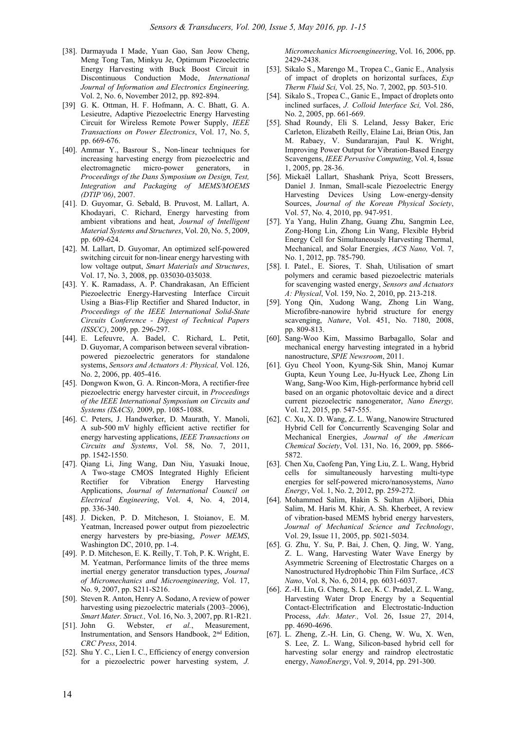[38]. Darmayuda I Made, Yuan Gao, San Jeow Cheng, Meng Tong Tan, Minkyu Je, Optimum Piezoelectric Energy Harvesting with Buck Boost Circuit in Discontinuous Conduction Mode, *International Journal of Information and Electronics Engineering,* Vol. 2, No. 6, November 2012, pp. 892-894.

[39] G. K. Ottman, H. F. Hofmann, A. C. Bhatt, G. A. Lesieutre, Adaptive Piezoelectric Energy Harvesting Circuit for Wireless Remote Power Supply, *IEEE Transactions on Power Electronics*, Vol. 17, No. 5, pp. 669-676.

[40]. Ammar Y., Basrour S., Non-linear techniques for increasing harvesting energy from piezoelectric and electromagnetic micro-power generators, in *Proceedings of the Dans Symposium on Design, Test, Integration and Packaging of MEMS/MOEMS (DTIP'06)*, 2007.

[41]. D. Guyomar, G. Sebald, B. Pruvost, M. Lallart, A. Khodayari, C. Richard, Energy harvesting from ambient vibrations and heat, *Journal of Intelligent Material Systems and Structures*, Vol. 20, No. 5, 2009, pp. 609-624.

[42]. M. Lallart, D. Guyomar, An optimized self-powered switching circuit for non-linear energy harvesting with low voltage output, *Smart Materials and Structures*, Vol. 17, No. 3, 2008, pp. 035030-035038.

[43]. Y. K. Ramadass, A. P. Chandrakasan, An Efficient Piezoelectric Energy-Harvesting Interface Circuit Using a Bias-Flip Rectifier and Shared Inductor, in *Proceedings of the IEEE International Solid-State Circuits Conference - Digest of Technical Papers (ISSCC)*, 2009, pp. 296-297.

[44]. E. Lefeuvre, A. Badel, C. Richard, L. Petit, D. Guyomar, A comparison between several vibration-powered piezoelectric generators for standalone systems, *Sensors and Actuators A: Physical,* Vol. 126, No. 2, 2006, pp. 405-416.

[45]. Dongwon Kwon, G. A. Rincon-Mora, A rectifier-free piezoelectric energy harvester circuit, in *Proceedings of the IEEE International Symposium on Circuits and Systems (ISACS),* 2009, pp. 1085-1088.

[46]. C. Peters, J. Handwerker, D. Maurath, Y. Manoli, A sub-500 mV highly efficient active rectifier for energy harvesting applications, *IEEE Transactions on Circuits and Systems*, Vol. 58, No. 7, 2011, pp. 1542-1550.

[47]. Qiang Li, Jing Wang, Dan Niu, Yasuaki Inoue, A Two-stage CMOS Integrated Highly Eficient Rectifier for Vibration Energy Harvesting Applications, *Journal of International Council on Electrical Engineering*, Vol. 4, No. 4, 2014, pp. 336-340.

[48]. J. Dicken, P. D. Mitcheson, I. Stoianov, E. M. Yeatman, Increased power output from piezoelectric energy harvesters by pre-biasing, *Power MEMS*, Washington DC, 2010, pp. 1-4.

[49]. P. D. Mitcheson, E. K. Reilly, T. Toh, P. K. Wright, E. M. Yeatman, Performance limits of the three mems inertial energy generator transduction types, *Journal of Micromechanics and Microengineering*, Vol. 17, No. 9, 2007, pp. S211-S216.

[50]. Steven R. Anton, Henry A. Sodano, A review of power harvesting using piezoelectric materials (2003–2006), *Smart Mater. Struct.,* Vol. 16, No. 3, 2007, pp. R1-R21.

[51]. John G. Webster, *et al.*, Measurement, Instrumentation, and Sensors Handbook, 2nd Edition, *CRC Press*, 2014.

[52]. Shu Y. C., Lien I. C., Efficiency of energy conversion for a piezoelectric power harvesting system, *J. Micromechanics Microengineering*, Vol. 16, 2006, pp. 2429-2438.

[53]. Sikalo S., Marengo M., Tropea C., Ganic E., Analysis of impact of droplets on horizontal surfaces, *Exp Therm Fluid Sci,* Vol. 25, No. 7, 2002, pp. 503-510.

[54]. Sikalo S., Tropea C., Ganic E., Impact of droplets onto inclined surfaces, *J. Colloid Interface Sci,* Vol. 286, No. 2, 2005, pp. 661-669.

[55]. Shad Roundy, Eli S. Leland, Jessy Baker, Eric Carleton, Elizabeth Reilly, Elaine Lai, Brian Otis, Jan M. Rabaey, V. Sundararajan, Paul K. Wright, Improving Power Output for Vibration-Based Energy Scavengens, *IEEE Pervasive Computing*, Vol. 4, Issue 1, 2005, pp. 28-36.

[56]. Mickaël Lallart, Shashank Priya, Scott Bressers, Daniel J. Inman, Small-scale Piezoelectric Energy Harvesting Devices Using Low-energy-density Sources, *Journal of the Korean Physical Society*, Vol. 57, No. 4, 2010, pp. 947-951.

[57]. Ya Yang, Hulin Zhang, Guang Zhu, Sangmin Lee, Zong-Hong Lin, Zhong Lin Wang, Flexible Hybrid Energy Cell for Simultaneously Harvesting Thermal, Mechanical, and Solar Energies, *ACS Nano,* Vol. 7, No. 1, 2012, pp. 785-790.

[58]. I. Patel., E. Siores, T. Shah, Utilisation of smart polymers and ceramic based piezoelectric materials for scavenging wasted energy, *Sensors and Actuators A: Physical*, Vol. 159, No. 2, 2010, pp. 213-218.

[59]. Yong Qin, Xudong Wang, Zhong Lin Wang, Microfibre-nanowire hybrid structure for energy scavenging, *Nature*, Vol. 451, No. 7180, 2008, pp. 809-813.

[60]. Sang-Woo Kim, Massimo Barbagallo, Solar and mechanical energy harvesting integrated in a hybrid nanostructure, *SPIE Newsroom*, 2011.

[61]. Gyu Cheol Yoon, Kyung-Sik Shin, Manoj Kumar Gupta, Keun Young Lee, Ju-Hyuck Lee, Zhong Lin Wang, Sang-Woo Kim, High-performance hybrid cell based on an organic photovoltaic device and a direct current piezoelectric nanogenerator, *Nano Energy,* Vol. 12, 2015, pp. 547-555.

[62]. C. Xu, X. D. Wang, Z. L. Wang, Nanowire Structured Hybrid Cell for Concurrently Scavenging Solar and Mechanical Energies, *Journal of the American Chemical Society*, Vol. 131, No. 16, 2009, pp. 5866-5872.

[63]. Chen Xu, Caofeng Pan, Ying Liu, Z. L. Wang, Hybrid cells for simultaneously harvesting multi-type energies for self-powered micro/nanosystems, *Nano Energy*, Vol. 1, No. 2, 2012, pp. 259-272.

[64]. Mohammed Salim, Hakin S. Sultan Aljibori, Dhia Salim, M. Haris M. Khir, A. Sh. Kherbeet, A review of vibration-based MEMS hybrid energy harvesters, *Journal of Mechanical Science and Technology*, Vol. 29, Issue 11, 2005, pp. 5021-5034.

[65]. G. Zhu, Y. Su, P. Bai, J. Chen, Q. Jing, W. Yang, Z. L. Wang, Harvesting Water Wave Energy by Asymmetric Screening of Electrostatic Charges on a Nanostructured Hydrophobic Thin Film Surface, *ACS Nano*, Vol. 8, No. 6, 2014, pp. 6031-6037.

[66]. Z.-H. Lin, G. Cheng, S. Lee, K. C. Pradel, Z. L. Wang, Harvesting Water Drop Energy by a Sequential Contact-Electrification and Electrostatic-Induction Process, *Adv. Mater.,* Vol. 26, Issue 27, 2014, pp. 4690-4696.

[67]. L. Zheng, Z.-H. Lin, G. Cheng, W. Wu, X. Wen, S. Lee, Z. L. Wang, Silicon-based hybrid cell for harvesting solar energy and raindrop electrostatic energy, *NanoEnergy*, Vol. 9, 2014, pp. 291-300.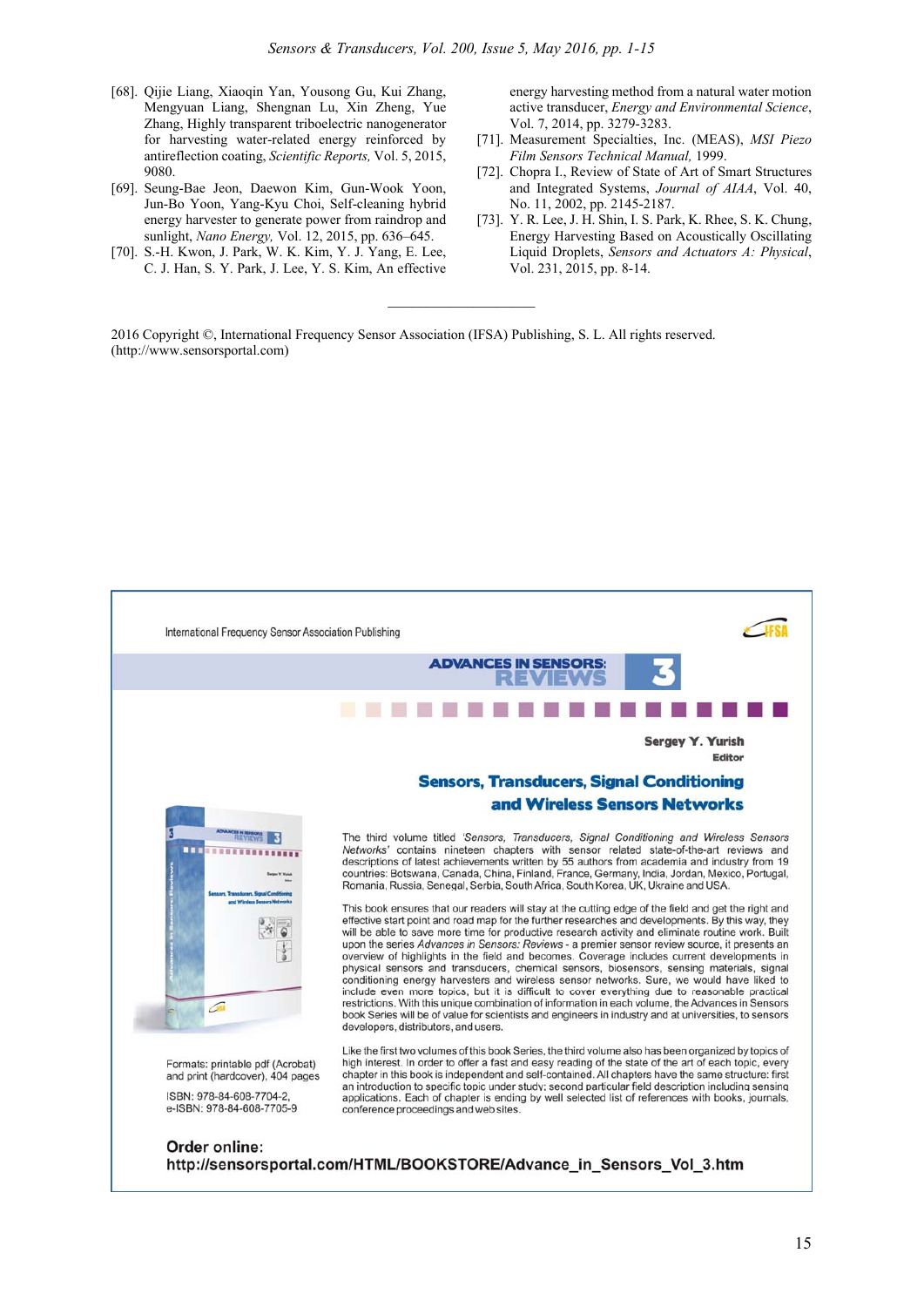[68]. Qijie Liang, Xiaoqin Yan, Yousong Gu, Kui Zhang, Mengyuan Liang, Shengnan Lu, Xin Zheng, Yue Zhang, Highly transparent triboelectric nanogenerator for harvesting water-related energy reinforced by antireflection coating, *Scientific Reports,* Vol. 5, 2015, 9080.

[69]. Seung-Bae Jeon, Daewon Kim, Gun-Wook Yoon, Jun-Bo Yoon, Yang-Kyu Choi, Self-cleaning hybrid energy harvester to generate power from raindrop and sunlight, *Nano Energy,* Vol. 12, 2015, pp. 636–645.

[70]. S.-H. Kwon, J. Park, W. K. Kim, Y. J. Yang, E. Lee, C. J. Han, S. Y. Park, J. Lee, Y. S. Kim, An effective energy harvesting method from a natural water motion active transducer, *Energy and Environmental Science*, Vol. 7, 2014, pp. 3279-3283.

[71]. Measurement Specialties, Inc. (MEAS), *MSI Piezo Film Sensors Technical Manual,* 1999.

[72]. Chopra I., Review of State of Art of Smart Structures and Integrated Systems, *Journal of AIAA*, Vol. 40, No. 11, 2002, pp. 2145-2187.

[73]. Y. R. Lee, J. H. Shin, I. S. Park, K. Rhee, S. K. Chung, Energy Harvesting Based on Acoustically Oscillating Liquid Droplets, *Sensors and Actuators A: Physical*, Vol. 231, 2015, pp. 8-14.

---

2016 Copyright ©, International Frequency Sensor Association (IFSA) Publishing, S. L. All rights reserved. (http://www.sensorsportal.com)

---

International Frequency Sensor Association Publishing

**ADVANCES IN SENSORS: REVIEWS 3**

**Sergey Y. Yurish**
**Editor**

## Sensors, Transducers, Signal Conditioning and Wireless Sensors Networks

The third volume titled *'Sensors, Transducers, Signal Conditioning and Wireless Sensors Networks'* contains nineteen chapters with sensor related state-of-the-art reviews and descriptions of latest achievements written by 55 authors from academia and industry from 19 countries: Botswana, Canada, China, Finland, France, Germany, India, Jordan, Mexico, Portugal, Romania, Russia, Senegal, Serbia, South Africa, South Korea, UK, Ukraine and USA.

This book ensures that our readers will stay at the cutting edge of the field and get the right and effective start point and road map for the further researches and developments. By this way, they will be able to save more time for productive research activity and eliminate routine work. Built upon the series *Advances in Sensors: Reviews* - a premier sensor review source, it presents an overview of highlights in the field and becomes. Coverage includes current developments in physical sensors and transducers, chemical sensors, biosensors, sensing materials, signal conditioning energy harvesters and wireless sensor networks. Sure, we would have liked to include even more topics, but it is difficult to cover everything due to reasonable practical restrictions. With this unique combination of information in each volume, the Advances in Sensors book Series will be of value for scientists and engineers in industry and at universities, to sensors developers, distributors, and users.

Like the first two volumes of this book Series, the third volume also has been organized by topics of high interest. In order to offer a fast and easy reading of the state of the art of each topic, every chapter in this book is independent and self-contained. All chapters have the same structure: first an introduction to specific topic under study; second particular field description including sensing applications. Each of chapter is ending by well selected list of references with books, journals, conference proceedings and web sites.

Formats: printable pdf (Acrobat) and print (hardcover), 404 pages

ISBN: 978-84-608-7704-2,
e-ISBN: 978-84-608-7705-9

**Order online:**
**http://sensorsportal.com/HTML/BOOKSTORE/Advance_in_Sensors_Vol_3.htm**